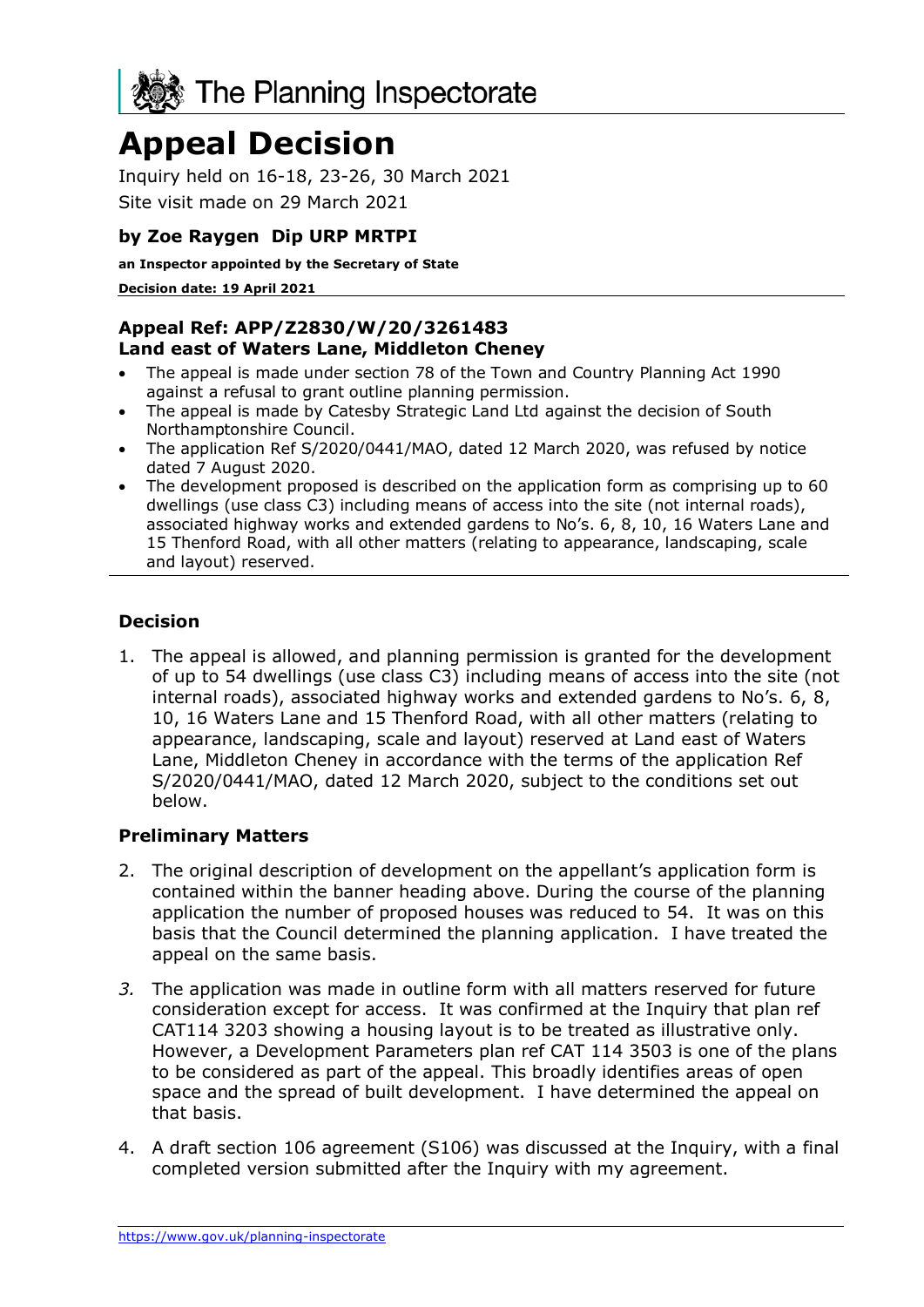# The Planning Inspectorate

# Appeal Decision

Inquiry held on 16-18, 23-26, 30 March 2021

Site visit made on 29 March 2021

**by Zoe Raygen Dip URP MRTPI**

**an Inspector appointed by the Secretary of State**

**Decision date: 19 April 2021**

---

**Appeal Ref: APP/Z2830/W/20/3261483**
**Land east of Waters Lane, Middleton Cheney**

- The appeal is made under section 78 of the Town and Country Planning Act 1990 against a refusal to grant outline planning permission.
- The appeal is made by Catesby Strategic Land Ltd against the decision of South Northamptonshire Council.
- The application Ref S/2020/0441/MAO, dated 12 March 2020, was refused by notice dated 7 August 2020.
- The development proposed is described on the application form as comprising up to 60 dwellings (use class C3) including means of access into the site (not internal roads), associated highway works and extended gardens to No's. 6, 8, 10, 16 Waters Lane and 15 Thenford Road, with all other matters (relating to appearance, landscaping, scale and layout) reserved.

---

## Decision

1. The appeal is allowed, and planning permission is granted for the development of up to 54 dwellings (use class C3) including means of access into the site (not internal roads), associated highway works and extended gardens to No's. 6, 8, 10, 16 Waters Lane and 15 Thenford Road, with all other matters (relating to appearance, landscaping, scale and layout) reserved at Land east of Waters Lane, Middleton Cheney in accordance with the terms of the application Ref S/2020/0441/MAO, dated 12 March 2020, subject to the conditions set out below.

## Preliminary Matters

2. The original description of development on the appellant's application form is contained within the banner heading above. During the course of the planning application the number of proposed houses was reduced to 54. It was on this basis that the Council determined the planning application. I have treated the appeal on the same basis.

3. The application was made in outline form with all matters reserved for future consideration except for access. It was confirmed at the Inquiry that plan ref CAT114 3203 showing a housing layout is to be treated as illustrative only. However, a Development Parameters plan ref CAT 114 3503 is one of the plans to be considered as part of the appeal. This broadly identifies areas of open space and the spread of built development. I have determined the appeal on that basis.

4. A draft section 106 agreement (S106) was discussed at the Inquiry, with a final completed version submitted after the Inquiry with my agreement.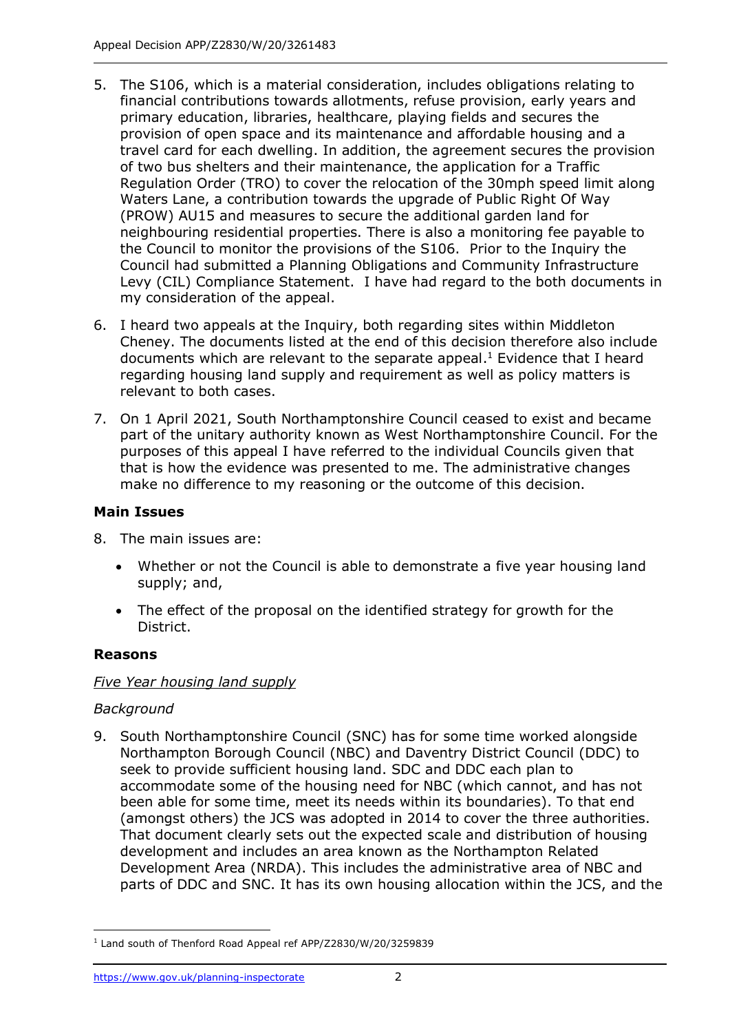5. The S106, which is a material consideration, includes obligations relating to financial contributions towards allotments, refuse provision, early years and primary education, libraries, healthcare, playing fields and secures the provision of open space and its maintenance and affordable housing and a travel card for each dwelling. In addition, the agreement secures the provision of two bus shelters and their maintenance, the application for a Traffic Regulation Order (TRO) to cover the relocation of the 30mph speed limit along Waters Lane, a contribution towards the upgrade of Public Right Of Way (PROW) AU15 and measures to secure the additional garden land for neighbouring residential properties. There is also a monitoring fee payable to the Council to monitor the provisions of the S106. Prior to the Inquiry the Council had submitted a Planning Obligations and Community Infrastructure Levy (CIL) Compliance Statement. I have had regard to the both documents in my consideration of the appeal.

6. I heard two appeals at the Inquiry, both regarding sites within Middleton Cheney. The documents listed at the end of this decision therefore also include documents which are relevant to the separate appeal.[1] Evidence that I heard regarding housing land supply and requirement as well as policy matters is relevant to both cases.

7. On 1 April 2021, South Northamptonshire Council ceased to exist and became part of the unitary authority known as West Northamptonshire Council. For the purposes of this appeal I have referred to the individual Councils given that that is how the evidence was presented to me. The administrative changes make no difference to my reasoning or the outcome of this decision.

## Main Issues

8. The main issues are:

- Whether or not the Council is able to demonstrate a five year housing land supply; and,
- The effect of the proposal on the identified strategy for growth for the District.

## Reasons

### _Five Year housing land supply_

_Background_

9. South Northamptonshire Council (SNC) has for some time worked alongside Northampton Borough Council (NBC) and Daventry District Council (DDC) to seek to provide sufficient housing land. SDC and DDC each plan to accommodate some of the housing need for NBC (which cannot, and has not been able for some time, meet its needs within its boundaries). To that end (amongst others) the JCS was adopted in 2014 to cover the three authorities. That document clearly sets out the expected scale and distribution of housing development and includes an area known as the Northampton Related Development Area (NRDA). This includes the administrative area of NBC and parts of DDC and SNC. It has its own housing allocation within the JCS, and the

[1] Land south of Thenford Road Appeal ref APP/Z2830/W/20/3259839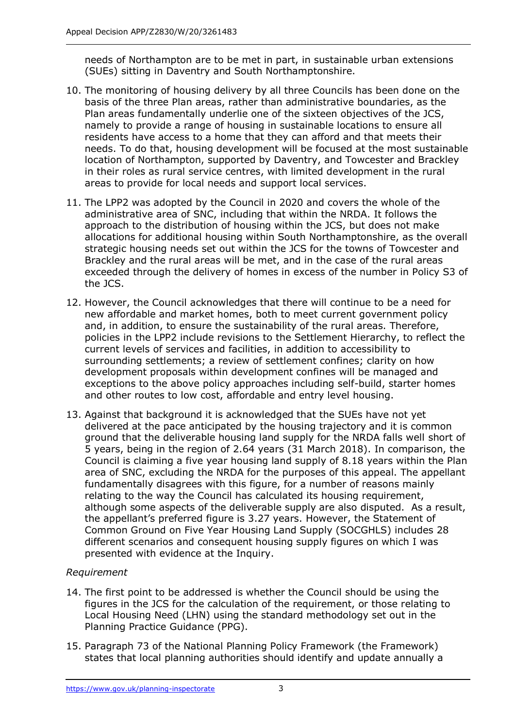needs of Northampton are to be met in part, in sustainable urban extensions (SUEs) sitting in Daventry and South Northamptonshire.

10. The monitoring of housing delivery by all three Councils has been done on the basis of the three Plan areas, rather than administrative boundaries, as the Plan areas fundamentally underlie one of the sixteen objectives of the JCS, namely to provide a range of housing in sustainable locations to ensure all residents have access to a home that they can afford and that meets their needs. To do that, housing development will be focused at the most sustainable location of Northampton, supported by Daventry, and Towcester and Brackley in their roles as rural service centres, with limited development in the rural areas to provide for local needs and support local services.

11. The LPP2 was adopted by the Council in 2020 and covers the whole of the administrative area of SNC, including that within the NRDA. It follows the approach to the distribution of housing within the JCS, but does not make allocations for additional housing within South Northamptonshire, as the overall strategic housing needs set out within the JCS for the towns of Towcester and Brackley and the rural areas will be met, and in the case of the rural areas exceeded through the delivery of homes in excess of the number in Policy S3 of the JCS.

12. However, the Council acknowledges that there will continue to be a need for new affordable and market homes, both to meet current government policy and, in addition, to ensure the sustainability of the rural areas. Therefore, policies in the LPP2 include revisions to the Settlement Hierarchy, to reflect the current levels of services and facilities, in addition to accessibility to surrounding settlements; a review of settlement confines; clarity on how development proposals within development confines will be managed and exceptions to the above policy approaches including self-build, starter homes and other routes to low cost, affordable and entry level housing.

13. Against that background it is acknowledged that the SUEs have not yet delivered at the pace anticipated by the housing trajectory and it is common ground that the deliverable housing land supply for the NRDA falls well short of 5 years, being in the region of 2.64 years (31 March 2018). In comparison, the Council is claiming a five year housing land supply of 8.18 years within the Plan area of SNC, excluding the NRDA for the purposes of this appeal. The appellant fundamentally disagrees with this figure, for a number of reasons mainly relating to the way the Council has calculated its housing requirement, although some aspects of the deliverable supply are also disputed. As a result, the appellant's preferred figure is 3.27 years. However, the Statement of Common Ground on Five Year Housing Land Supply (SOCGHLS) includes 28 different scenarios and consequent housing supply figures on which I was presented with evidence at the Inquiry.

*Requirement*

14. The first point to be addressed is whether the Council should be using the figures in the JCS for the calculation of the requirement, or those relating to Local Housing Need (LHN) using the standard methodology set out in the Planning Practice Guidance (PPG).

15. Paragraph 73 of the National Planning Policy Framework (the Framework) states that local planning authorities should identify and update annually a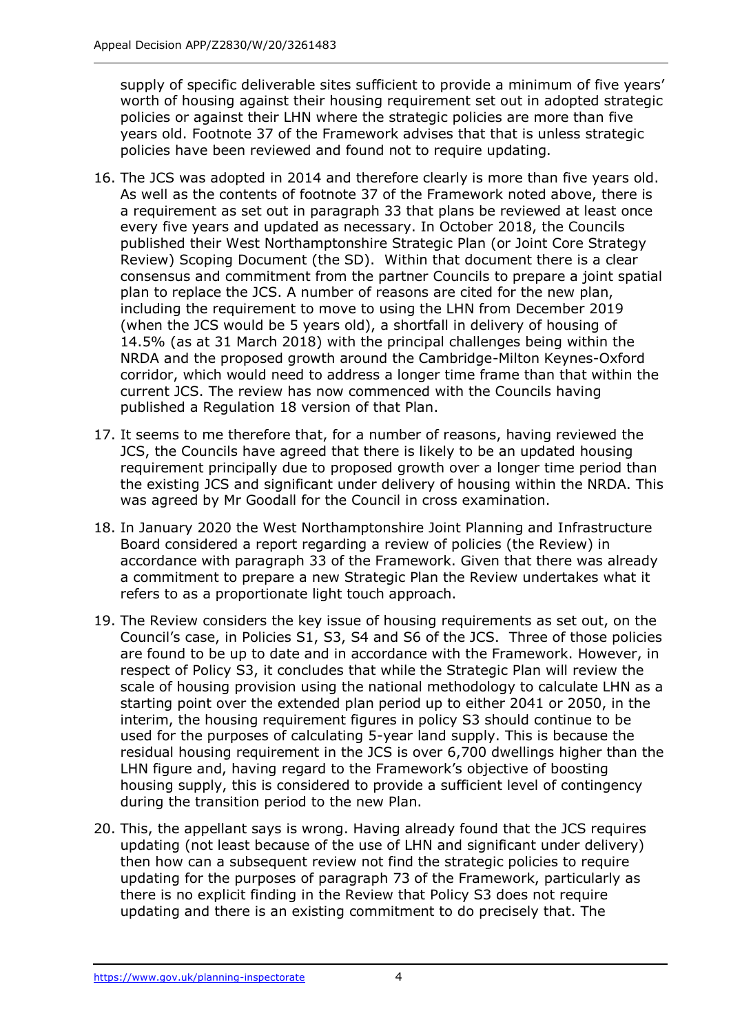supply of specific deliverable sites sufficient to provide a minimum of five years' worth of housing against their housing requirement set out in adopted strategic policies or against their LHN where the strategic policies are more than five years old. Footnote 37 of the Framework advises that that is unless strategic policies have been reviewed and found not to require updating.

16. The JCS was adopted in 2014 and therefore clearly is more than five years old. As well as the contents of footnote 37 of the Framework noted above, there is a requirement as set out in paragraph 33 that plans be reviewed at least once every five years and updated as necessary. In October 2018, the Councils published their West Northamptonshire Strategic Plan (or Joint Core Strategy Review) Scoping Document (the SD). Within that document there is a clear consensus and commitment from the partner Councils to prepare a joint spatial plan to replace the JCS. A number of reasons are cited for the new plan, including the requirement to move to using the LHN from December 2019 (when the JCS would be 5 years old), a shortfall in delivery of housing of 14.5% (as at 31 March 2018) with the principal challenges being within the NRDA and the proposed growth around the Cambridge-Milton Keynes-Oxford corridor, which would need to address a longer time frame than that within the current JCS. The review has now commenced with the Councils having published a Regulation 18 version of that Plan.

17. It seems to me therefore that, for a number of reasons, having reviewed the JCS, the Councils have agreed that there is likely to be an updated housing requirement principally due to proposed growth over a longer time period than the existing JCS and significant under delivery of housing within the NRDA. This was agreed by Mr Goodall for the Council in cross examination.

18. In January 2020 the West Northamptonshire Joint Planning and Infrastructure Board considered a report regarding a review of policies (the Review) in accordance with paragraph 33 of the Framework. Given that there was already a commitment to prepare a new Strategic Plan the Review undertakes what it refers to as a proportionate light touch approach.

19. The Review considers the key issue of housing requirements as set out, on the Council's case, in Policies S1, S3, S4 and S6 of the JCS. Three of those policies are found to be up to date and in accordance with the Framework. However, in respect of Policy S3, it concludes that while the Strategic Plan will review the scale of housing provision using the national methodology to calculate LHN as a starting point over the extended plan period up to either 2041 or 2050, in the interim, the housing requirement figures in policy S3 should continue to be used for the purposes of calculating 5-year land supply. This is because the residual housing requirement in the JCS is over 6,700 dwellings higher than the LHN figure and, having regard to the Framework's objective of boosting housing supply, this is considered to provide a sufficient level of contingency during the transition period to the new Plan.

20. This, the appellant says is wrong. Having already found that the JCS requires updating (not least because of the use of LHN and significant under delivery) then how can a subsequent review not find the strategic policies to require updating for the purposes of paragraph 73 of the Framework, particularly as there is no explicit finding in the Review that Policy S3 does not require updating and there is an existing commitment to do precisely that. The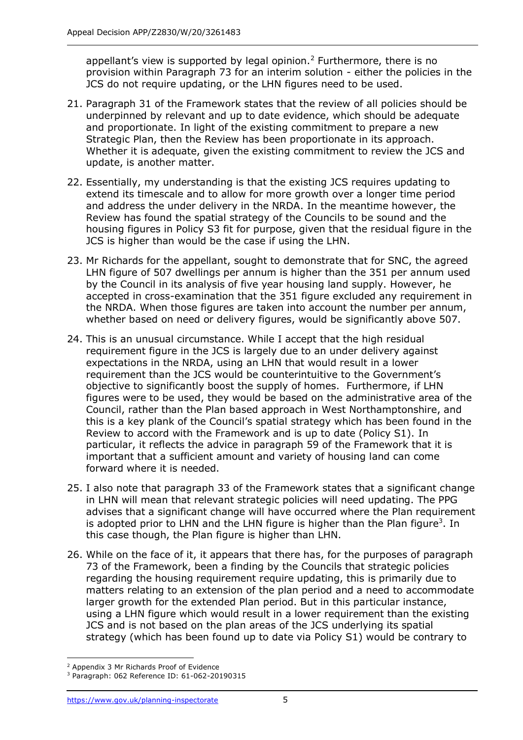appellant's view is supported by legal opinion.[2] Furthermore, there is no provision within Paragraph 73 for an interim solution - either the policies in the JCS do not require updating, or the LHN figures need to be used.

21. Paragraph 31 of the Framework states that the review of all policies should be underpinned by relevant and up to date evidence, which should be adequate and proportionate. In light of the existing commitment to prepare a new Strategic Plan, then the Review has been proportionate in its approach. Whether it is adequate, given the existing commitment to review the JCS and update, is another matter.

22. Essentially, my understanding is that the existing JCS requires updating to extend its timescale and to allow for more growth over a longer time period and address the under delivery in the NRDA. In the meantime however, the Review has found the spatial strategy of the Councils to be sound and the housing figures in Policy S3 fit for purpose, given that the residual figure in the JCS is higher than would be the case if using the LHN.

23. Mr Richards for the appellant, sought to demonstrate that for SNC, the agreed LHN figure of 507 dwellings per annum is higher than the 351 per annum used by the Council in its analysis of five year housing land supply. However, he accepted in cross-examination that the 351 figure excluded any requirement in the NRDA. When those figures are taken into account the number per annum, whether based on need or delivery figures, would be significantly above 507.

24. This is an unusual circumstance. While I accept that the high residual requirement figure in the JCS is largely due to an under delivery against expectations in the NRDA, using an LHN that would result in a lower requirement than the JCS would be counterintuitive to the Government's objective to significantly boost the supply of homes. Furthermore, if LHN figures were to be used, they would be based on the administrative area of the Council, rather than the Plan based approach in West Northamptonshire, and this is a key plank of the Council's spatial strategy which has been found in the Review to accord with the Framework and is up to date (Policy S1). In particular, it reflects the advice in paragraph 59 of the Framework that it is important that a sufficient amount and variety of housing land can come forward where it is needed.

25. I also note that paragraph 33 of the Framework states that a significant change in LHN will mean that relevant strategic policies will need updating. The PPG advises that a significant change will have occurred where the Plan requirement is adopted prior to LHN and the LHN figure is higher than the Plan figure[3]. In this case though, the Plan figure is higher than LHN.

26. While on the face of it, it appears that there has, for the purposes of paragraph 73 of the Framework, been a finding by the Councils that strategic policies regarding the housing requirement require updating, this is primarily due to matters relating to an extension of the plan period and a need to accommodate larger growth for the extended Plan period. But in this particular instance, using a LHN figure which would result in a lower requirement than the existing JCS and is not based on the plan areas of the JCS underlying its spatial strategy (which has been found up to date via Policy S1) would be contrary to

---

[2] Appendix 3 Mr Richards Proof of Evidence

[3] Paragraph: 062 Reference ID: 61-062-20190315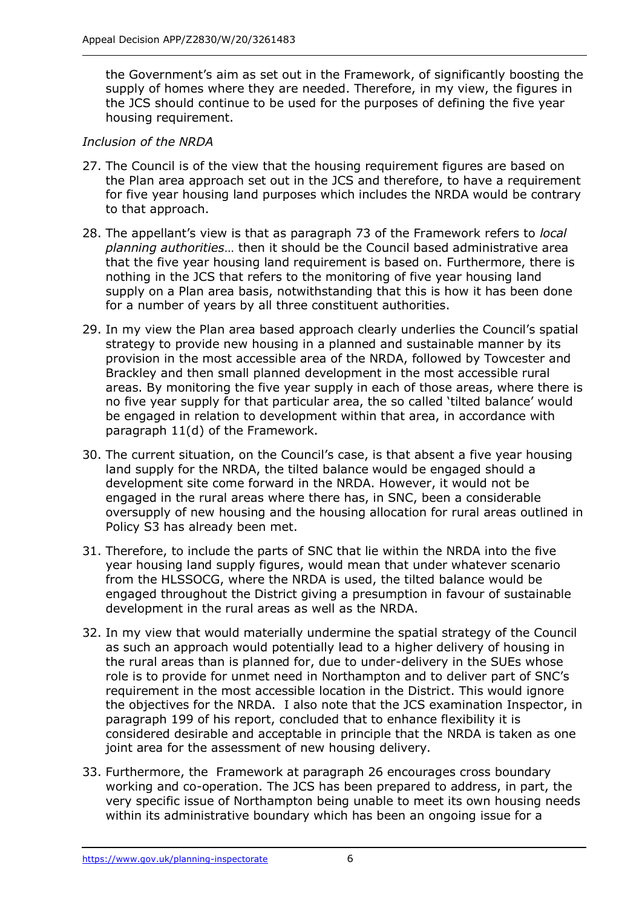the Government's aim as set out in the Framework, of significantly boosting the supply of homes where they are needed. Therefore, in my view, the figures in the JCS should continue to be used for the purposes of defining the five year housing requirement.

*Inclusion of the NRDA*

27. The Council is of the view that the housing requirement figures are based on the Plan area approach set out in the JCS and therefore, to have a requirement for five year housing land purposes which includes the NRDA would be contrary to that approach.

28. The appellant's view is that as paragraph 73 of the Framework refers to *local planning authorities*… then it should be the Council based administrative area that the five year housing land requirement is based on. Furthermore, there is nothing in the JCS that refers to the monitoring of five year housing land supply on a Plan area basis, notwithstanding that this is how it has been done for a number of years by all three constituent authorities.

29. In my view the Plan area based approach clearly underlies the Council's spatial strategy to provide new housing in a planned and sustainable manner by its provision in the most accessible area of the NRDA, followed by Towcester and Brackley and then small planned development in the most accessible rural areas. By monitoring the five year supply in each of those areas, where there is no five year supply for that particular area, the so called 'tilted balance' would be engaged in relation to development within that area, in accordance with paragraph 11(d) of the Framework.

30. The current situation, on the Council's case, is that absent a five year housing land supply for the NRDA, the tilted balance would be engaged should a development site come forward in the NRDA. However, it would not be engaged in the rural areas where there has, in SNC, been a considerable oversupply of new housing and the housing allocation for rural areas outlined in Policy S3 has already been met.

31. Therefore, to include the parts of SNC that lie within the NRDA into the five year housing land supply figures, would mean that under whatever scenario from the HLSSOCG, where the NRDA is used, the tilted balance would be engaged throughout the District giving a presumption in favour of sustainable development in the rural areas as well as the NRDA.

32. In my view that would materially undermine the spatial strategy of the Council as such an approach would potentially lead to a higher delivery of housing in the rural areas than is planned for, due to under-delivery in the SUEs whose role is to provide for unmet need in Northampton and to deliver part of SNC's requirement in the most accessible location in the District. This would ignore the objectives for the NRDA. I also note that the JCS examination Inspector, in paragraph 199 of his report, concluded that to enhance flexibility it is considered desirable and acceptable in principle that the NRDA is taken as one joint area for the assessment of new housing delivery.

33. Furthermore, the Framework at paragraph 26 encourages cross boundary working and co-operation. The JCS has been prepared to address, in part, the very specific issue of Northampton being unable to meet its own housing needs within its administrative boundary which has been an ongoing issue for a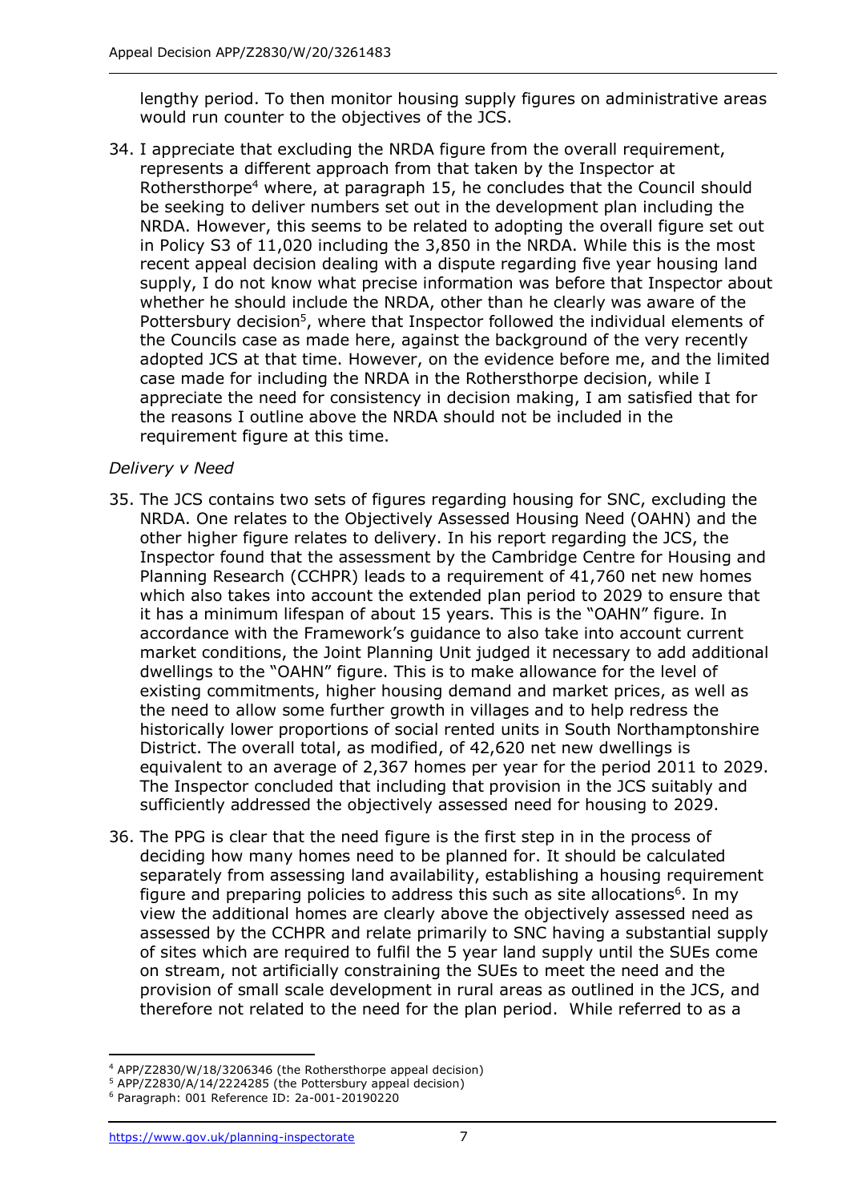lengthy period. To then monitor housing supply figures on administrative areas would run counter to the objectives of the JCS.

34. I appreciate that excluding the NRDA figure from the overall requirement, represents a different approach from that taken by the Inspector at Rothersthorpe[4] where, at paragraph 15, he concludes that the Council should be seeking to deliver numbers set out in the development plan including the NRDA. However, this seems to be related to adopting the overall figure set out in Policy S3 of 11,020 including the 3,850 in the NRDA. While this is the most recent appeal decision dealing with a dispute regarding five year housing land supply, I do not know what precise information was before that Inspector about whether he should include the NRDA, other than he clearly was aware of the Pottersbury decision[5], where that Inspector followed the individual elements of the Councils case as made here, against the background of the very recently adopted JCS at that time. However, on the evidence before me, and the limited case made for including the NRDA in the Rothersthorpe decision, while I appreciate the need for consistency in decision making, I am satisfied that for the reasons I outline above the NRDA should not be included in the requirement figure at this time.

*Delivery v Need*

35. The JCS contains two sets of figures regarding housing for SNC, excluding the NRDA. One relates to the Objectively Assessed Housing Need (OAHN) and the other higher figure relates to delivery. In his report regarding the JCS, the Inspector found that the assessment by the Cambridge Centre for Housing and Planning Research (CCHPR) leads to a requirement of 41,760 net new homes which also takes into account the extended plan period to 2029 to ensure that it has a minimum lifespan of about 15 years. This is the "OAHN" figure. In accordance with the Framework's guidance to also take into account current market conditions, the Joint Planning Unit judged it necessary to add additional dwellings to the "OAHN" figure. This is to make allowance for the level of existing commitments, higher housing demand and market prices, as well as the need to allow some further growth in villages and to help redress the historically lower proportions of social rented units in South Northamptonshire District. The overall total, as modified, of 42,620 net new dwellings is equivalent to an average of 2,367 homes per year for the period 2011 to 2029. The Inspector concluded that including that provision in the JCS suitably and sufficiently addressed the objectively assessed need for housing to 2029.

36. The PPG is clear that the need figure is the first step in in the process of deciding how many homes need to be planned for. It should be calculated separately from assessing land availability, establishing a housing requirement figure and preparing policies to address this such as site allocations[6]. In my view the additional homes are clearly above the objectively assessed need as assessed by the CCHPR and relate primarily to SNC having a substantial supply of sites which are required to fulfil the 5 year land supply until the SUEs come on stream, not artificially constraining the SUEs to meet the need and the provision of small scale development in rural areas as outlined in the JCS, and therefore not related to the need for the plan period. While referred to as a

---

[4] APP/Z2830/W/18/3206346 (the Rothersthorpe appeal decision)

[5] APP/Z2830/A/14/2224285 (the Pottersbury appeal decision)

[6] Paragraph: 001 Reference ID: 2a-001-20190220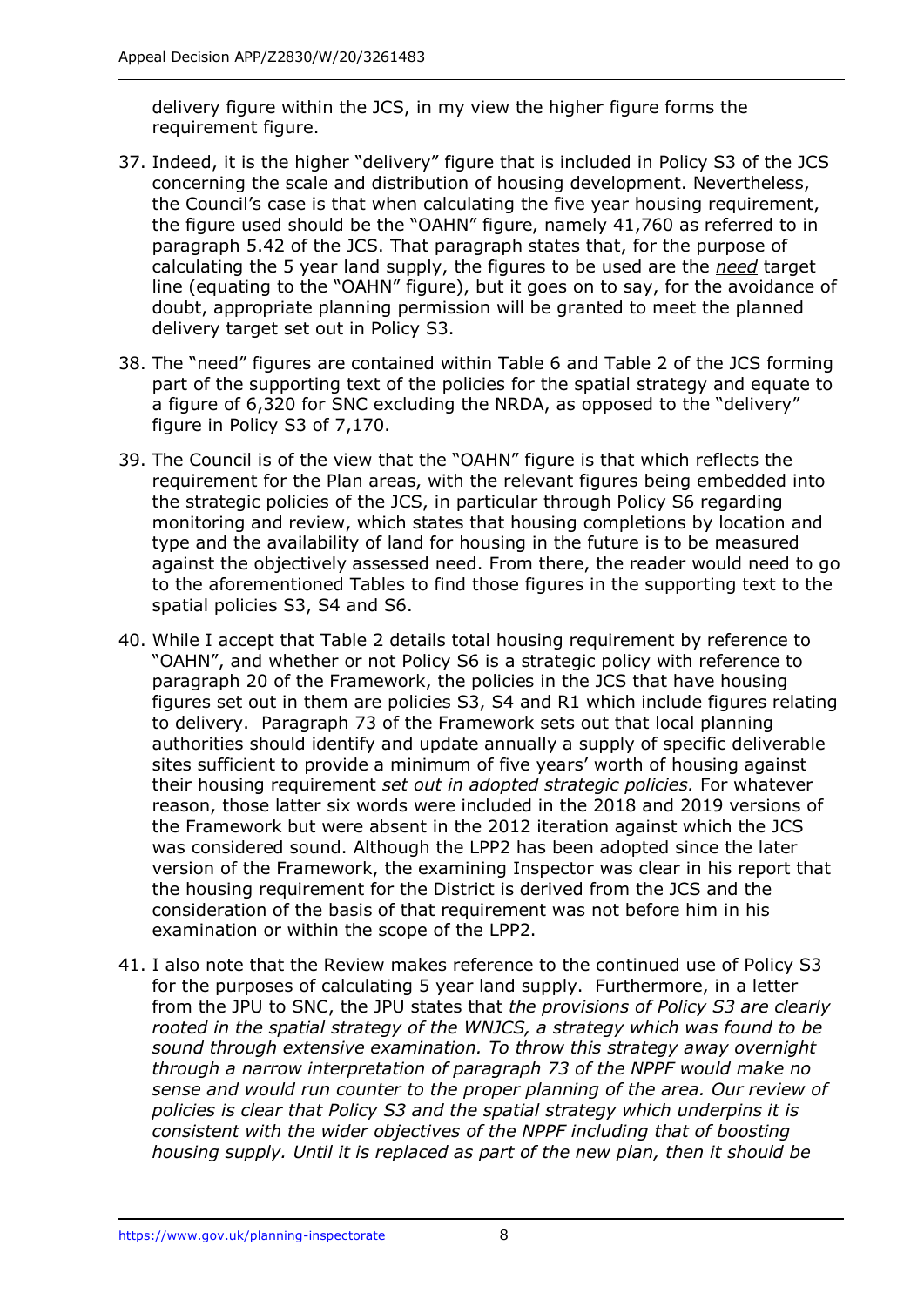delivery figure within the JCS, in my view the higher figure forms the requirement figure.

37. Indeed, it is the higher "delivery" figure that is included in Policy S3 of the JCS concerning the scale and distribution of housing development. Nevertheless, the Council's case is that when calculating the five year housing requirement, the figure used should be the "OAHN" figure, namely 41,760 as referred to in paragraph 5.42 of the JCS. That paragraph states that, for the purpose of calculating the 5 year land supply, the figures to be used are the *need* target line (equating to the "OAHN" figure), but it goes on to say, for the avoidance of doubt, appropriate planning permission will be granted to meet the planned delivery target set out in Policy S3.

38. The "need" figures are contained within Table 6 and Table 2 of the JCS forming part of the supporting text of the policies for the spatial strategy and equate to a figure of 6,320 for SNC excluding the NRDA, as opposed to the "delivery" figure in Policy S3 of 7,170.

39. The Council is of the view that the "OAHN" figure is that which reflects the requirement for the Plan areas, with the relevant figures being embedded into the strategic policies of the JCS, in particular through Policy S6 regarding monitoring and review, which states that housing completions by location and type and the availability of land for housing in the future is to be measured against the objectively assessed need. From there, the reader would need to go to the aforementioned Tables to find those figures in the supporting text to the spatial policies S3, S4 and S6.

40. While I accept that Table 2 details total housing requirement by reference to "OAHN", and whether or not Policy S6 is a strategic policy with reference to paragraph 20 of the Framework, the policies in the JCS that have housing figures set out in them are policies S3, S4 and R1 which include figures relating to delivery. Paragraph 73 of the Framework sets out that local planning authorities should identify and update annually a supply of specific deliverable sites sufficient to provide a minimum of five years' worth of housing against their housing requirement *set out in adopted strategic policies.* For whatever reason, those latter six words were included in the 2018 and 2019 versions of the Framework but were absent in the 2012 iteration against which the JCS was considered sound. Although the LPP2 has been adopted since the later version of the Framework, the examining Inspector was clear in his report that the housing requirement for the District is derived from the JCS and the consideration of the basis of that requirement was not before him in his examination or within the scope of the LPP2.

41. I also note that the Review makes reference to the continued use of Policy S3 for the purposes of calculating 5 year land supply. Furthermore, in a letter from the JPU to SNC, the JPU states that *the provisions of Policy S3 are clearly rooted in the spatial strategy of the WNJCS, a strategy which was found to be sound through extensive examination. To throw this strategy away overnight through a narrow interpretation of paragraph 73 of the NPPF would make no sense and would run counter to the proper planning of the area. Our review of policies is clear that Policy S3 and the spatial strategy which underpins it is consistent with the wider objectives of the NPPF including that of boosting housing supply. Until it is replaced as part of the new plan, then it should be*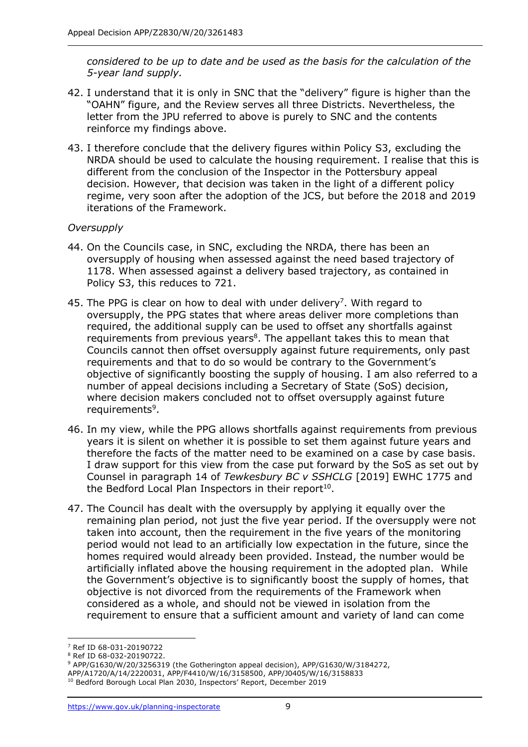*considered to be up to date and be used as the basis for the calculation of the 5-year land supply.*

42. I understand that it is only in SNC that the "delivery" figure is higher than the "OAHN" figure, and the Review serves all three Districts. Nevertheless, the letter from the JPU referred to above is purely to SNC and the contents reinforce my findings above.

43. I therefore conclude that the delivery figures within Policy S3, excluding the NRDA should be used to calculate the housing requirement. I realise that this is different from the conclusion of the Inspector in the Pottersbury appeal decision. However, that decision was taken in the light of a different policy regime, very soon after the adoption of the JCS, but before the 2018 and 2019 iterations of the Framework.

*Oversupply*

44. On the Councils case, in SNC, excluding the NRDA, there has been an oversupply of housing when assessed against the need based trajectory of 1178. When assessed against a delivery based trajectory, as contained in Policy S3, this reduces to 721.

45. The PPG is clear on how to deal with under delivery[7]. With regard to oversupply, the PPG states that where areas deliver more completions than required, the additional supply can be used to offset any shortfalls against requirements from previous years[8]. The appellant takes this to mean that Councils cannot then offset oversupply against future requirements, only past requirements and that to do so would be contrary to the Government's objective of significantly boosting the supply of housing. I am also referred to a number of appeal decisions including a Secretary of State (SoS) decision, where decision makers concluded not to offset oversupply against future requirements[9].

46. In my view, while the PPG allows shortfalls against requirements from previous years it is silent on whether it is possible to set them against future years and therefore the facts of the matter need to be examined on a case by case basis. I draw support for this view from the case put forward by the SoS as set out by Counsel in paragraph 14 of *Tewkesbury BC v SSHCLG* [2019] EWHC 1775 and the Bedford Local Plan Inspectors in their report[10].

47. The Council has dealt with the oversupply by applying it equally over the remaining plan period, not just the five year period. If the oversupply were not taken into account, then the requirement in the five years of the monitoring period would not lead to an artificially low expectation in the future, since the homes required would already been provided. Instead, the number would be artificially inflated above the housing requirement in the adopted plan. While the Government's objective is to significantly boost the supply of homes, that objective is not divorced from the requirements of the Framework when considered as a whole, and should not be viewed in isolation from the requirement to ensure that a sufficient amount and variety of land can come

---

[7] Ref ID 68-031-20190722

[8] Ref ID 68-032-20190722.

[9] APP/G1630/W/20/3256319 (the Gotherington appeal decision), APP/G1630/W/3184272, APP/A1720/A/14/2220031, APP/F4410/W/16/3158500, APP/J0405/W/16/3158833

[10] Bedford Borough Local Plan 2030, Inspectors' Report, December 2019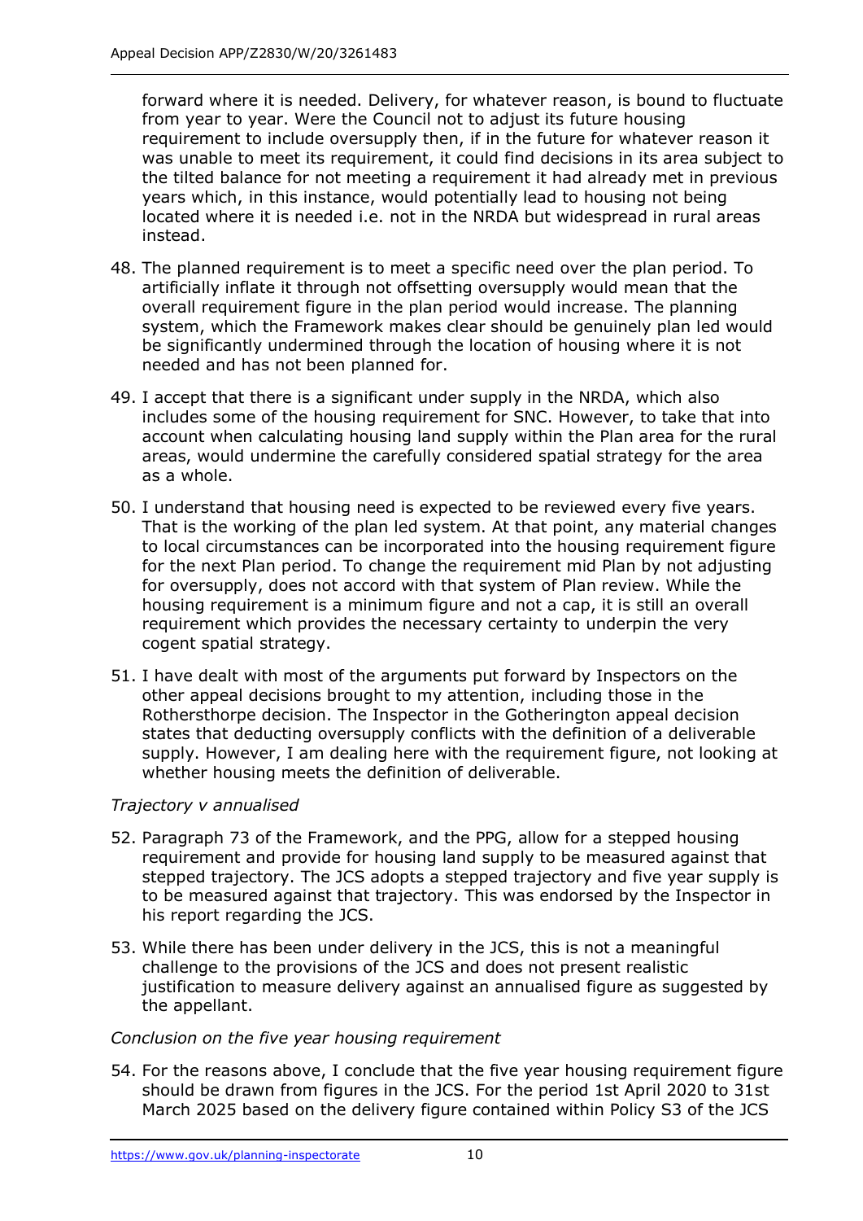forward where it is needed. Delivery, for whatever reason, is bound to fluctuate from year to year. Were the Council not to adjust its future housing requirement to include oversupply then, if in the future for whatever reason it was unable to meet its requirement, it could find decisions in its area subject to the tilted balance for not meeting a requirement it had already met in previous years which, in this instance, would potentially lead to housing not being located where it is needed i.e. not in the NRDA but widespread in rural areas instead.

48. The planned requirement is to meet a specific need over the plan period. To artificially inflate it through not offsetting oversupply would mean that the overall requirement figure in the plan period would increase. The planning system, which the Framework makes clear should be genuinely plan led would be significantly undermined through the location of housing where it is not needed and has not been planned for.

49. I accept that there is a significant under supply in the NRDA, which also includes some of the housing requirement for SNC. However, to take that into account when calculating housing land supply within the Plan area for the rural areas, would undermine the carefully considered spatial strategy for the area as a whole.

50. I understand that housing need is expected to be reviewed every five years. That is the working of the plan led system. At that point, any material changes to local circumstances can be incorporated into the housing requirement figure for the next Plan period. To change the requirement mid Plan by not adjusting for oversupply, does not accord with that system of Plan review. While the housing requirement is a minimum figure and not a cap, it is still an overall requirement which provides the necessary certainty to underpin the very cogent spatial strategy.

51. I have dealt with most of the arguments put forward by Inspectors on the other appeal decisions brought to my attention, including those in the Rothersthorpe decision. The Inspector in the Gotherington appeal decision states that deducting oversupply conflicts with the definition of a deliverable supply. However, I am dealing here with the requirement figure, not looking at whether housing meets the definition of deliverable.

*Trajectory v annualised*

52. Paragraph 73 of the Framework, and the PPG, allow for a stepped housing requirement and provide for housing land supply to be measured against that stepped trajectory. The JCS adopts a stepped trajectory and five year supply is to be measured against that trajectory. This was endorsed by the Inspector in his report regarding the JCS.

53. While there has been under delivery in the JCS, this is not a meaningful challenge to the provisions of the JCS and does not present realistic justification to measure delivery against an annualised figure as suggested by the appellant.

*Conclusion on the five year housing requirement*

54. For the reasons above, I conclude that the five year housing requirement figure should be drawn from figures in the JCS. For the period 1st April 2020 to 31st March 2025 based on the delivery figure contained within Policy S3 of the JCS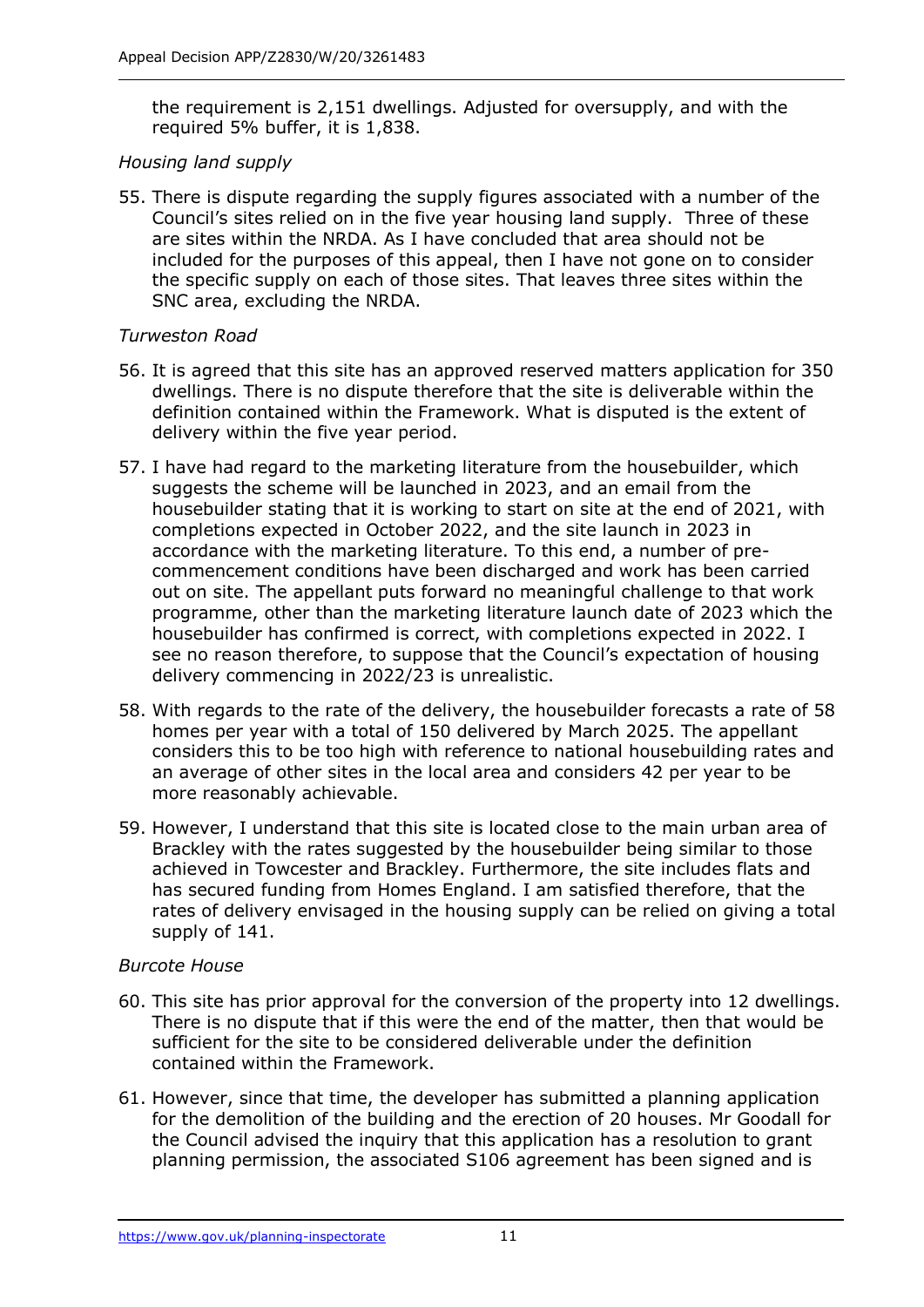the requirement is 2,151 dwellings. Adjusted for oversupply, and with the required 5% buffer, it is 1,838.

*Housing land supply*

55. There is dispute regarding the supply figures associated with a number of the Council's sites relied on in the five year housing land supply. Three of these are sites within the NRDA. As I have concluded that area should not be included for the purposes of this appeal, then I have not gone on to consider the specific supply on each of those sites. That leaves three sites within the SNC area, excluding the NRDA.

*Turweston Road*

56. It is agreed that this site has an approved reserved matters application for 350 dwellings. There is no dispute therefore that the site is deliverable within the definition contained within the Framework. What is disputed is the extent of delivery within the five year period.

57. I have had regard to the marketing literature from the housebuilder, which suggests the scheme will be launched in 2023, and an email from the housebuilder stating that it is working to start on site at the end of 2021, with completions expected in October 2022, and the site launch in 2023 in accordance with the marketing literature. To this end, a number of pre-commencement conditions have been discharged and work has been carried out on site. The appellant puts forward no meaningful challenge to that work programme, other than the marketing literature launch date of 2023 which the housebuilder has confirmed is correct, with completions expected in 2022. I see no reason therefore, to suppose that the Council's expectation of housing delivery commencing in 2022/23 is unrealistic.

58. With regards to the rate of the delivery, the housebuilder forecasts a rate of 58 homes per year with a total of 150 delivered by March 2025. The appellant considers this to be too high with reference to national housebuilding rates and an average of other sites in the local area and considers 42 per year to be more reasonably achievable.

59. However, I understand that this site is located close to the main urban area of Brackley with the rates suggested by the housebuilder being similar to those achieved in Towcester and Brackley. Furthermore, the site includes flats and has secured funding from Homes England. I am satisfied therefore, that the rates of delivery envisaged in the housing supply can be relied on giving a total supply of 141.

*Burcote House*

60. This site has prior approval for the conversion of the property into 12 dwellings. There is no dispute that if this were the end of the matter, then that would be sufficient for the site to be considered deliverable under the definition contained within the Framework.

61. However, since that time, the developer has submitted a planning application for the demolition of the building and the erection of 20 houses. Mr Goodall for the Council advised the inquiry that this application has a resolution to grant planning permission, the associated S106 agreement has been signed and is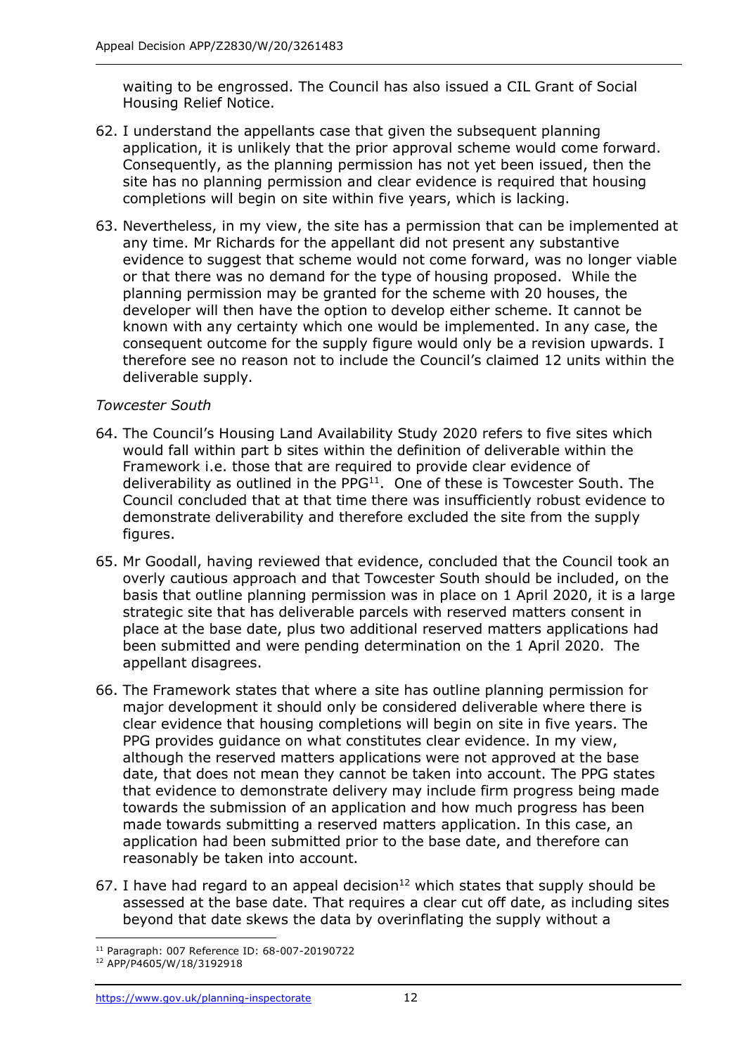waiting to be engrossed. The Council has also issued a CIL Grant of Social Housing Relief Notice.

62. I understand the appellants case that given the subsequent planning application, it is unlikely that the prior approval scheme would come forward. Consequently, as the planning permission has not yet been issued, then the site has no planning permission and clear evidence is required that housing completions will begin on site within five years, which is lacking.

63. Nevertheless, in my view, the site has a permission that can be implemented at any time. Mr Richards for the appellant did not present any substantive evidence to suggest that scheme would not come forward, was no longer viable or that there was no demand for the type of housing proposed. While the planning permission may be granted for the scheme with 20 houses, the developer will then have the option to develop either scheme. It cannot be known with any certainty which one would be implemented. In any case, the consequent outcome for the supply figure would only be a revision upwards. I therefore see no reason not to include the Council's claimed 12 units within the deliverable supply.

*Towcester South*

64. The Council's Housing Land Availability Study 2020 refers to five sites which would fall within part b sites within the definition of deliverable within the Framework i.e. those that are required to provide clear evidence of deliverability as outlined in the PPG[11]. One of these is Towcester South. The Council concluded that at that time there was insufficiently robust evidence to demonstrate deliverability and therefore excluded the site from the supply figures.

65. Mr Goodall, having reviewed that evidence, concluded that the Council took an overly cautious approach and that Towcester South should be included, on the basis that outline planning permission was in place on 1 April 2020, it is a large strategic site that has deliverable parcels with reserved matters consent in place at the base date, plus two additional reserved matters applications had been submitted and were pending determination on the 1 April 2020. The appellant disagrees.

66. The Framework states that where a site has outline planning permission for major development it should only be considered deliverable where there is clear evidence that housing completions will begin on site in five years. The PPG provides guidance on what constitutes clear evidence. In my view, although the reserved matters applications were not approved at the base date, that does not mean they cannot be taken into account. The PPG states that evidence to demonstrate delivery may include firm progress being made towards the submission of an application and how much progress has been made towards submitting a reserved matters application. In this case, an application had been submitted prior to the base date, and therefore can reasonably be taken into account.

67. I have had regard to an appeal decision[12] which states that supply should be assessed at the base date. That requires a clear cut off date, as including sites beyond that date skews the data by overinflating the supply without a

---

[11] Paragraph: 007 Reference ID: 68-007-20190722

[12] APP/P4605/W/18/3192918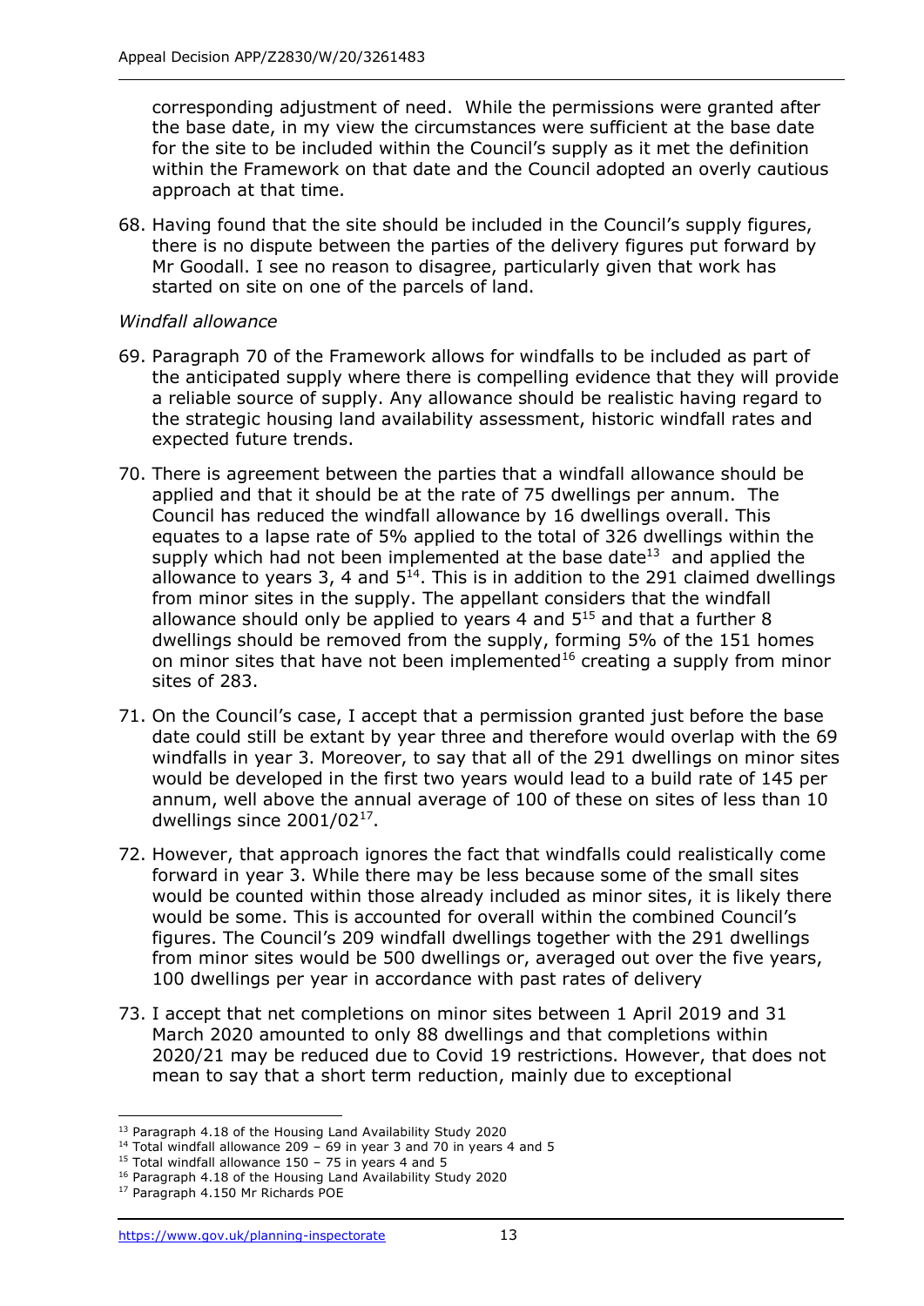corresponding adjustment of need. While the permissions were granted after the base date, in my view the circumstances were sufficient at the base date for the site to be included within the Council's supply as it met the definition within the Framework on that date and the Council adopted an overly cautious approach at that time.

68. Having found that the site should be included in the Council's supply figures, there is no dispute between the parties of the delivery figures put forward by Mr Goodall. I see no reason to disagree, particularly given that work has started on site on one of the parcels of land.

*Windfall allowance*

69. Paragraph 70 of the Framework allows for windfalls to be included as part of the anticipated supply where there is compelling evidence that they will provide a reliable source of supply. Any allowance should be realistic having regard to the strategic housing land availability assessment, historic windfall rates and expected future trends.

70. There is agreement between the parties that a windfall allowance should be applied and that it should be at the rate of 75 dwellings per annum. The Council has reduced the windfall allowance by 16 dwellings overall. This equates to a lapse rate of 5% applied to the total of 326 dwellings within the supply which had not been implemented at the base date[13] and applied the allowance to years 3, 4 and 5[14]. This is in addition to the 291 claimed dwellings from minor sites in the supply. The appellant considers that the windfall allowance should only be applied to years 4 and 5[15] and that a further 8 dwellings should be removed from the supply, forming 5% of the 151 homes on minor sites that have not been implemented[16] creating a supply from minor sites of 283.

71. On the Council's case, I accept that a permission granted just before the base date could still be extant by year three and therefore would overlap with the 69 windfalls in year 3. Moreover, to say that all of the 291 dwellings on minor sites would be developed in the first two years would lead to a build rate of 145 per annum, well above the annual average of 100 of these on sites of less than 10 dwellings since 2001/02[17].

72. However, that approach ignores the fact that windfalls could realistically come forward in year 3. While there may be less because some of the small sites would be counted within those already included as minor sites, it is likely there would be some. This is accounted for overall within the combined Council's figures. The Council's 209 windfall dwellings together with the 291 dwellings from minor sites would be 500 dwellings or, averaged out over the five years, 100 dwellings per year in accordance with past rates of delivery

73. I accept that net completions on minor sites between 1 April 2019 and 31 March 2020 amounted to only 88 dwellings and that completions within 2020/21 may be reduced due to Covid 19 restrictions. However, that does not mean to say that a short term reduction, mainly due to exceptional

---

[13] Paragraph 4.18 of the Housing Land Availability Study 2020

[14] Total windfall allowance 209 – 69 in year 3 and 70 in years 4 and 5

[15] Total windfall allowance 150 – 75 in years 4 and 5

[16] Paragraph 4.18 of the Housing Land Availability Study 2020

[17] Paragraph 4.150 Mr Richards POE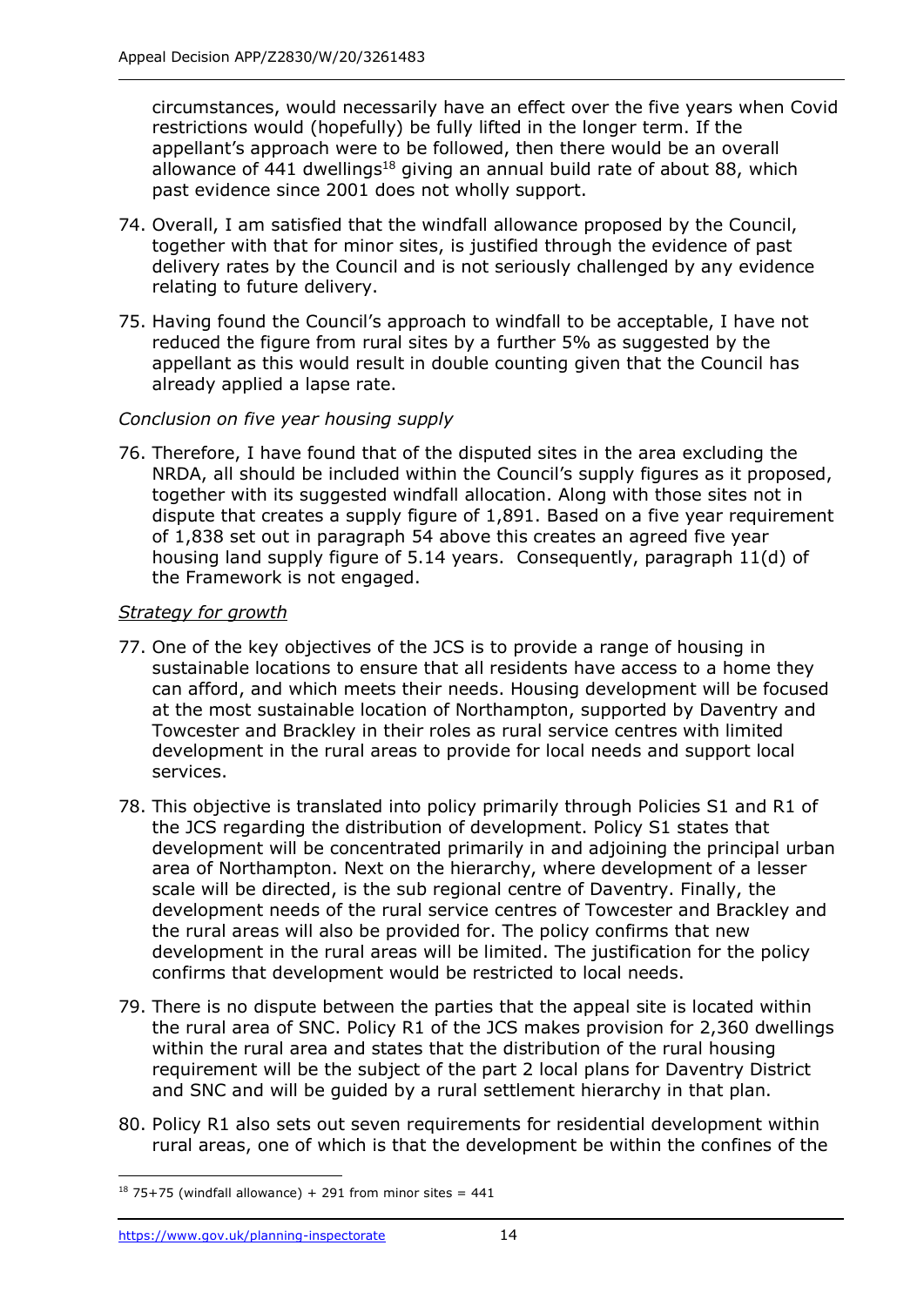circumstances, would necessarily have an effect over the five years when Covid restrictions would (hopefully) be fully lifted in the longer term. If the appellant's approach were to be followed, then there would be an overall allowance of 441 dwellings[18] giving an annual build rate of about 88, which past evidence since 2001 does not wholly support.

74. Overall, I am satisfied that the windfall allowance proposed by the Council, together with that for minor sites, is justified through the evidence of past delivery rates by the Council and is not seriously challenged by any evidence relating to future delivery.

75. Having found the Council's approach to windfall to be acceptable, I have not reduced the figure from rural sites by a further 5% as suggested by the appellant as this would result in double counting given that the Council has already applied a lapse rate.

*Conclusion on five year housing supply*

76. Therefore, I have found that of the disputed sites in the area excluding the NRDA, all should be included within the Council's supply figures as it proposed, together with its suggested windfall allocation. Along with those sites not in dispute that creates a supply figure of 1,891. Based on a five year requirement of 1,838 set out in paragraph 54 above this creates an agreed five year housing land supply figure of 5.14 years. Consequently, paragraph 11(d) of the Framework is not engaged.

*Strategy for growth*

77. One of the key objectives of the JCS is to provide a range of housing in sustainable locations to ensure that all residents have access to a home they can afford, and which meets their needs. Housing development will be focused at the most sustainable location of Northampton, supported by Daventry and Towcester and Brackley in their roles as rural service centres with limited development in the rural areas to provide for local needs and support local services.

78. This objective is translated into policy primarily through Policies S1 and R1 of the JCS regarding the distribution of development. Policy S1 states that development will be concentrated primarily in and adjoining the principal urban area of Northampton. Next on the hierarchy, where development of a lesser scale will be directed, is the sub regional centre of Daventry. Finally, the development needs of the rural service centres of Towcester and Brackley and the rural areas will also be provided for. The policy confirms that new development in the rural areas will be limited. The justification for the policy confirms that development would be restricted to local needs.

79. There is no dispute between the parties that the appeal site is located within the rural area of SNC. Policy R1 of the JCS makes provision for 2,360 dwellings within the rural area and states that the distribution of the rural housing requirement will be the subject of the part 2 local plans for Daventry District and SNC and will be guided by a rural settlement hierarchy in that plan.

80. Policy R1 also sets out seven requirements for residential development within rural areas, one of which is that the development be within the confines of the

[18] 75+75 (windfall allowance) + 291 from minor sites = 441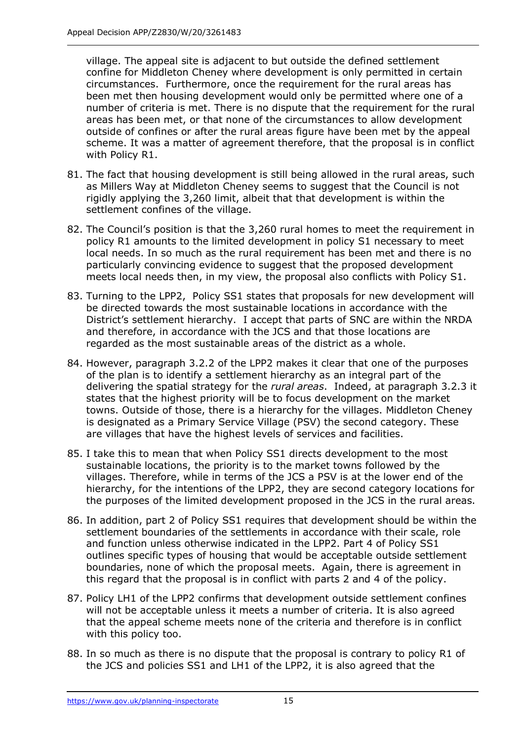village. The appeal site is adjacent to but outside the defined settlement confine for Middleton Cheney where development is only permitted in certain circumstances. Furthermore, once the requirement for the rural areas has been met then housing development would only be permitted where one of a number of criteria is met. There is no dispute that the requirement for the rural areas has been met, or that none of the circumstances to allow development outside of confines or after the rural areas figure have been met by the appeal scheme. It was a matter of agreement therefore, that the proposal is in conflict with Policy R1.

81. The fact that housing development is still being allowed in the rural areas, such as Millers Way at Middleton Cheney seems to suggest that the Council is not rigidly applying the 3,260 limit, albeit that that development is within the settlement confines of the village.

82. The Council's position is that the 3,260 rural homes to meet the requirement in policy R1 amounts to the limited development in policy S1 necessary to meet local needs. In so much as the rural requirement has been met and there is no particularly convincing evidence to suggest that the proposed development meets local needs then, in my view, the proposal also conflicts with Policy S1.

83. Turning to the LPP2, Policy SS1 states that proposals for new development will be directed towards the most sustainable locations in accordance with the District's settlement hierarchy. I accept that parts of SNC are within the NRDA and therefore, in accordance with the JCS and that those locations are regarded as the most sustainable areas of the district as a whole.

84. However, paragraph 3.2.2 of the LPP2 makes it clear that one of the purposes of the plan is to identify a settlement hierarchy as an integral part of the delivering the spatial strategy for the *rural areas*. Indeed, at paragraph 3.2.3 it states that the highest priority will be to focus development on the market towns. Outside of those, there is a hierarchy for the villages. Middleton Cheney is designated as a Primary Service Village (PSV) the second category. These are villages that have the highest levels of services and facilities.

85. I take this to mean that when Policy SS1 directs development to the most sustainable locations, the priority is to the market towns followed by the villages. Therefore, while in terms of the JCS a PSV is at the lower end of the hierarchy, for the intentions of the LPP2, they are second category locations for the purposes of the limited development proposed in the JCS in the rural areas.

86. In addition, part 2 of Policy SS1 requires that development should be within the settlement boundaries of the settlements in accordance with their scale, role and function unless otherwise indicated in the LPP2. Part 4 of Policy SS1 outlines specific types of housing that would be acceptable outside settlement boundaries, none of which the proposal meets. Again, there is agreement in this regard that the proposal is in conflict with parts 2 and 4 of the policy.

87. Policy LH1 of the LPP2 confirms that development outside settlement confines will not be acceptable unless it meets a number of criteria. It is also agreed that the appeal scheme meets none of the criteria and therefore is in conflict with this policy too.

88. In so much as there is no dispute that the proposal is contrary to policy R1 of the JCS and policies SS1 and LH1 of the LPP2, it is also agreed that the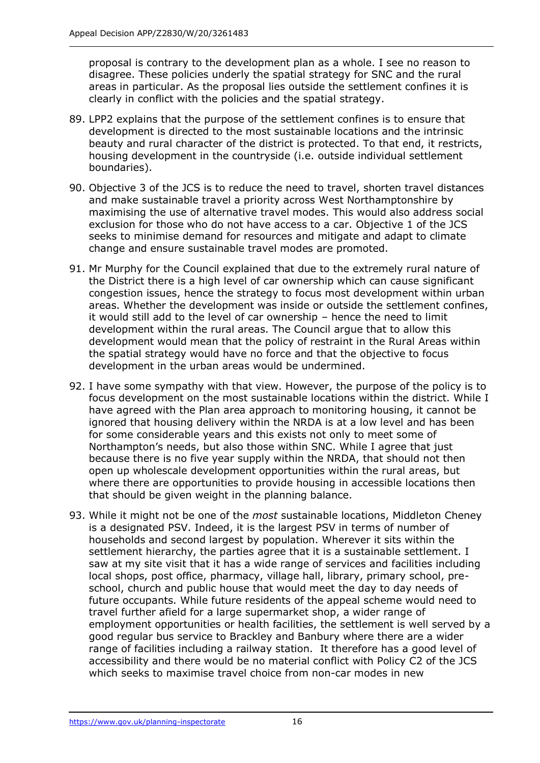proposal is contrary to the development plan as a whole. I see no reason to disagree. These policies underly the spatial strategy for SNC and the rural areas in particular. As the proposal lies outside the settlement confines it is clearly in conflict with the policies and the spatial strategy.

89. LPP2 explains that the purpose of the settlement confines is to ensure that development is directed to the most sustainable locations and the intrinsic beauty and rural character of the district is protected. To that end, it restricts, housing development in the countryside (i.e. outside individual settlement boundaries).

90. Objective 3 of the JCS is to reduce the need to travel, shorten travel distances and make sustainable travel a priority across West Northamptonshire by maximising the use of alternative travel modes. This would also address social exclusion for those who do not have access to a car. Objective 1 of the JCS seeks to minimise demand for resources and mitigate and adapt to climate change and ensure sustainable travel modes are promoted.

91. Mr Murphy for the Council explained that due to the extremely rural nature of the District there is a high level of car ownership which can cause significant congestion issues, hence the strategy to focus most development within urban areas. Whether the development was inside or outside the settlement confines, it would still add to the level of car ownership – hence the need to limit development within the rural areas. The Council argue that to allow this development would mean that the policy of restraint in the Rural Areas within the spatial strategy would have no force and that the objective to focus development in the urban areas would be undermined.

92. I have some sympathy with that view. However, the purpose of the policy is to focus development on the most sustainable locations within the district. While I have agreed with the Plan area approach to monitoring housing, it cannot be ignored that housing delivery within the NRDA is at a low level and has been for some considerable years and this exists not only to meet some of Northampton's needs, but also those within SNC. While I agree that just because there is no five year supply within the NRDA, that should not then open up wholescale development opportunities within the rural areas, but where there are opportunities to provide housing in accessible locations then that should be given weight in the planning balance.

93. While it might not be one of the *most* sustainable locations, Middleton Cheney is a designated PSV. Indeed, it is the largest PSV in terms of number of households and second largest by population. Wherever it sits within the settlement hierarchy, the parties agree that it is a sustainable settlement. I saw at my site visit that it has a wide range of services and facilities including local shops, post office, pharmacy, village hall, library, primary school, pre-school, church and public house that would meet the day to day needs of future occupants. While future residents of the appeal scheme would need to travel further afield for a large supermarket shop, a wider range of employment opportunities or health facilities, the settlement is well served by a good regular bus service to Brackley and Banbury where there are a wider range of facilities including a railway station. It therefore has a good level of accessibility and there would be no material conflict with Policy C2 of the JCS which seeks to maximise travel choice from non-car modes in new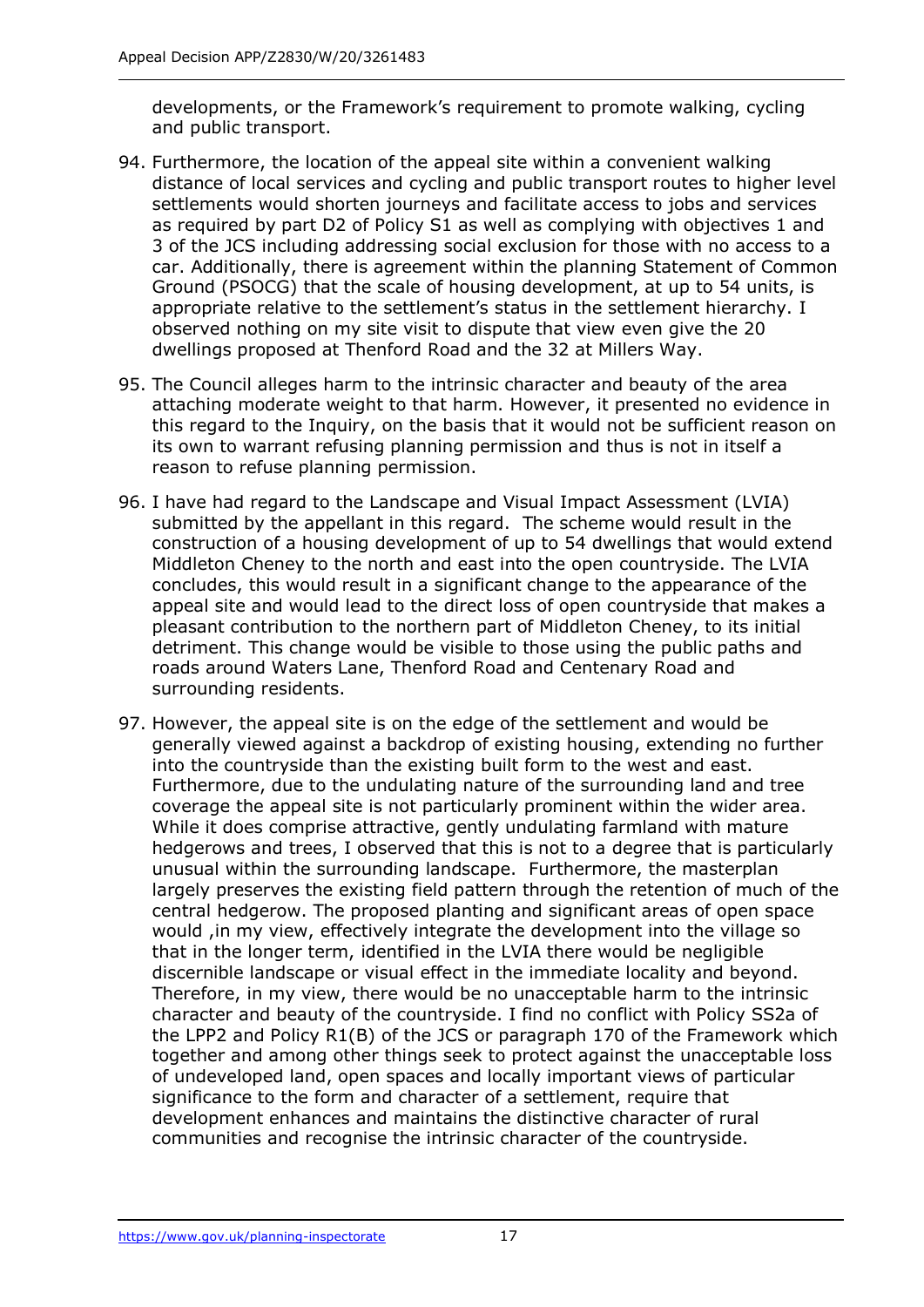developments, or the Framework's requirement to promote walking, cycling and public transport.

94. Furthermore, the location of the appeal site within a convenient walking distance of local services and cycling and public transport routes to higher level settlements would shorten journeys and facilitate access to jobs and services as required by part D2 of Policy S1 as well as complying with objectives 1 and 3 of the JCS including addressing social exclusion for those with no access to a car. Additionally, there is agreement within the planning Statement of Common Ground (PSOCG) that the scale of housing development, at up to 54 units, is appropriate relative to the settlement's status in the settlement hierarchy. I observed nothing on my site visit to dispute that view even give the 20 dwellings proposed at Thenford Road and the 32 at Millers Way.

95. The Council alleges harm to the intrinsic character and beauty of the area attaching moderate weight to that harm. However, it presented no evidence in this regard to the Inquiry, on the basis that it would not be sufficient reason on its own to warrant refusing planning permission and thus is not in itself a reason to refuse planning permission.

96. I have had regard to the Landscape and Visual Impact Assessment (LVIA) submitted by the appellant in this regard. The scheme would result in the construction of a housing development of up to 54 dwellings that would extend Middleton Cheney to the north and east into the open countryside. The LVIA concludes, this would result in a significant change to the appearance of the appeal site and would lead to the direct loss of open countryside that makes a pleasant contribution to the northern part of Middleton Cheney, to its initial detriment. This change would be visible to those using the public paths and roads around Waters Lane, Thenford Road and Centenary Road and surrounding residents.

97. However, the appeal site is on the edge of the settlement and would be generally viewed against a backdrop of existing housing, extending no further into the countryside than the existing built form to the west and east. Furthermore, due to the undulating nature of the surrounding land and tree coverage the appeal site is not particularly prominent within the wider area. While it does comprise attractive, gently undulating farmland with mature hedgerows and trees, I observed that this is not to a degree that is particularly unusual within the surrounding landscape. Furthermore, the masterplan largely preserves the existing field pattern through the retention of much of the central hedgerow. The proposed planting and significant areas of open space would ,in my view, effectively integrate the development into the village so that in the longer term, identified in the LVIA there would be negligible discernible landscape or visual effect in the immediate locality and beyond. Therefore, in my view, there would be no unacceptable harm to the intrinsic character and beauty of the countryside. I find no conflict with Policy SS2a of the LPP2 and Policy R1(B) of the JCS or paragraph 170 of the Framework which together and among other things seek to protect against the unacceptable loss of undeveloped land, open spaces and locally important views of particular significance to the form and character of a settlement, require that development enhances and maintains the distinctive character of rural communities and recognise the intrinsic character of the countryside.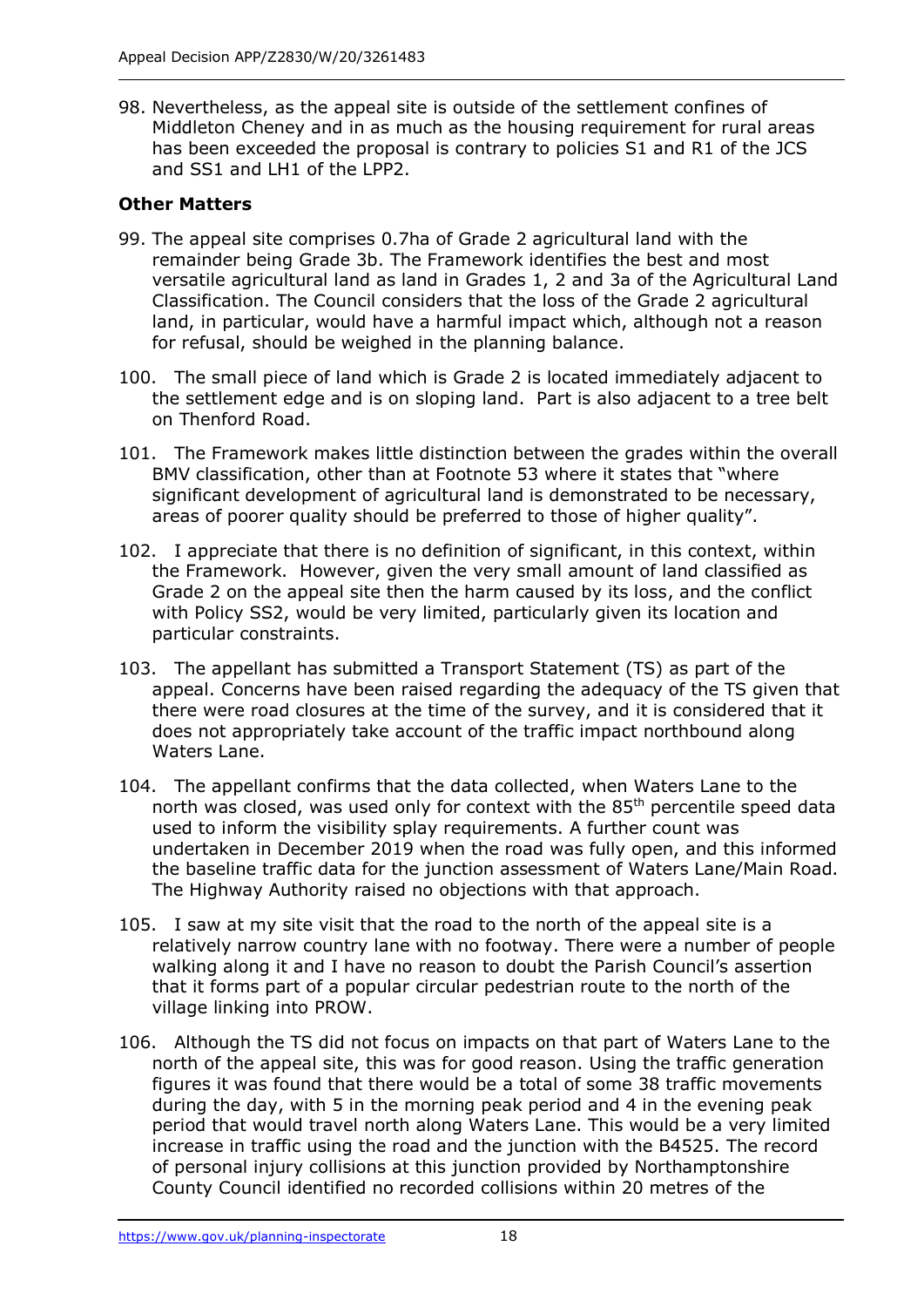98. Nevertheless, as the appeal site is outside of the settlement confines of Middleton Cheney and in as much as the housing requirement for rural areas has been exceeded the proposal is contrary to policies S1 and R1 of the JCS and SS1 and LH1 of the LPP2.

**Other Matters**

99. The appeal site comprises 0.7ha of Grade 2 agricultural land with the remainder being Grade 3b. The Framework identifies the best and most versatile agricultural land as land in Grades 1, 2 and 3a of the Agricultural Land Classification. The Council considers that the loss of the Grade 2 agricultural land, in particular, would have a harmful impact which, although not a reason for refusal, should be weighed in the planning balance.

100. The small piece of land which is Grade 2 is located immediately adjacent to the settlement edge and is on sloping land. Part is also adjacent to a tree belt on Thenford Road.

101. The Framework makes little distinction between the grades within the overall BMV classification, other than at Footnote 53 where it states that "where significant development of agricultural land is demonstrated to be necessary, areas of poorer quality should be preferred to those of higher quality".

102. I appreciate that there is no definition of significant, in this context, within the Framework. However, given the very small amount of land classified as Grade 2 on the appeal site then the harm caused by its loss, and the conflict with Policy SS2, would be very limited, particularly given its location and particular constraints.

103. The appellant has submitted a Transport Statement (TS) as part of the appeal. Concerns have been raised regarding the adequacy of the TS given that there were road closures at the time of the survey, and it is considered that it does not appropriately take account of the traffic impact northbound along Waters Lane.

104. The appellant confirms that the data collected, when Waters Lane to the north was closed, was used only for context with the 85th percentile speed data used to inform the visibility splay requirements. A further count was undertaken in December 2019 when the road was fully open, and this informed the baseline traffic data for the junction assessment of Waters Lane/Main Road. The Highway Authority raised no objections with that approach.

105. I saw at my site visit that the road to the north of the appeal site is a relatively narrow country lane with no footway. There were a number of people walking along it and I have no reason to doubt the Parish Council's assertion that it forms part of a popular circular pedestrian route to the north of the village linking into PROW.

106. Although the TS did not focus on impacts on that part of Waters Lane to the north of the appeal site, this was for good reason. Using the traffic generation figures it was found that there would be a total of some 38 traffic movements during the day, with 5 in the morning peak period and 4 in the evening peak period that would travel north along Waters Lane. This would be a very limited increase in traffic using the road and the junction with the B4525. The record of personal injury collisions at this junction provided by Northamptonshire County Council identified no recorded collisions within 20 metres of the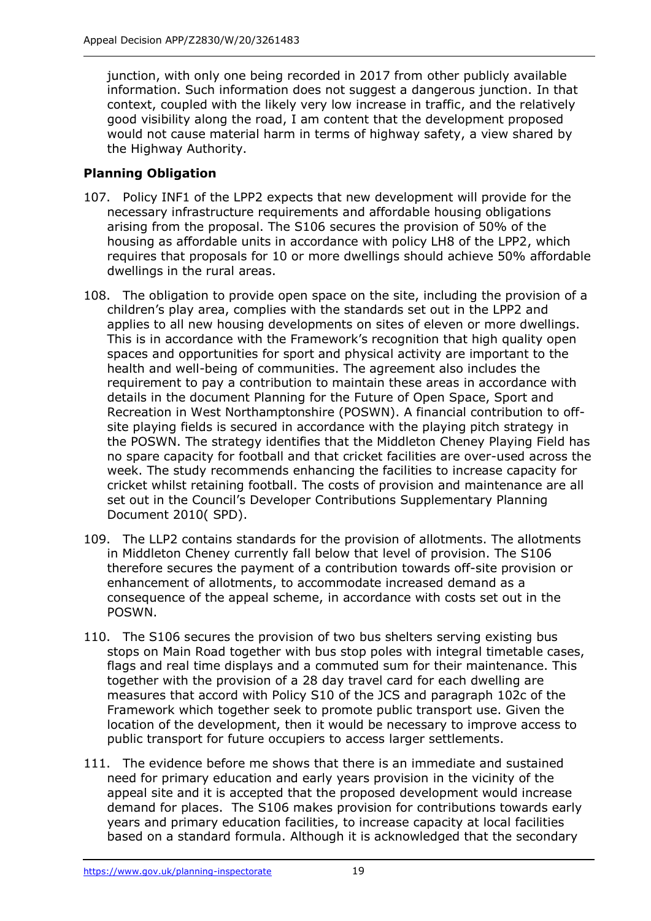junction, with only one being recorded in 2017 from other publicly available information. Such information does not suggest a dangerous junction. In that context, coupled with the likely very low increase in traffic, and the relatively good visibility along the road, I am content that the development proposed would not cause material harm in terms of highway safety, a view shared by the Highway Authority.

**Planning Obligation**

107. Policy INF1 of the LPP2 expects that new development will provide for the necessary infrastructure requirements and affordable housing obligations arising from the proposal. The S106 secures the provision of 50% of the housing as affordable units in accordance with policy LH8 of the LPP2, which requires that proposals for 10 or more dwellings should achieve 50% affordable dwellings in the rural areas.

108. The obligation to provide open space on the site, including the provision of a children's play area, complies with the standards set out in the LPP2 and applies to all new housing developments on sites of eleven or more dwellings. This is in accordance with the Framework's recognition that high quality open spaces and opportunities for sport and physical activity are important to the health and well-being of communities. The agreement also includes the requirement to pay a contribution to maintain these areas in accordance with details in the document Planning for the Future of Open Space, Sport and Recreation in West Northamptonshire (POSWN). A financial contribution to off-site playing fields is secured in accordance with the playing pitch strategy in the POSWN. The strategy identifies that the Middleton Cheney Playing Field has no spare capacity for football and that cricket facilities are over-used across the week. The study recommends enhancing the facilities to increase capacity for cricket whilst retaining football. The costs of provision and maintenance are all set out in the Council's Developer Contributions Supplementary Planning Document 2010( SPD).

109. The LLP2 contains standards for the provision of allotments. The allotments in Middleton Cheney currently fall below that level of provision. The S106 therefore secures the payment of a contribution towards off-site provision or enhancement of allotments, to accommodate increased demand as a consequence of the appeal scheme, in accordance with costs set out in the POSWN.

110. The S106 secures the provision of two bus shelters serving existing bus stops on Main Road together with bus stop poles with integral timetable cases, flags and real time displays and a commuted sum for their maintenance. This together with the provision of a 28 day travel card for each dwelling are measures that accord with Policy S10 of the JCS and paragraph 102c of the Framework which together seek to promote public transport use. Given the location of the development, then it would be necessary to improve access to public transport for future occupiers to access larger settlements.

111. The evidence before me shows that there is an immediate and sustained need for primary education and early years provision in the vicinity of the appeal site and it is accepted that the proposed development would increase demand for places. The S106 makes provision for contributions towards early years and primary education facilities, to increase capacity at local facilities based on a standard formula. Although it is acknowledged that the secondary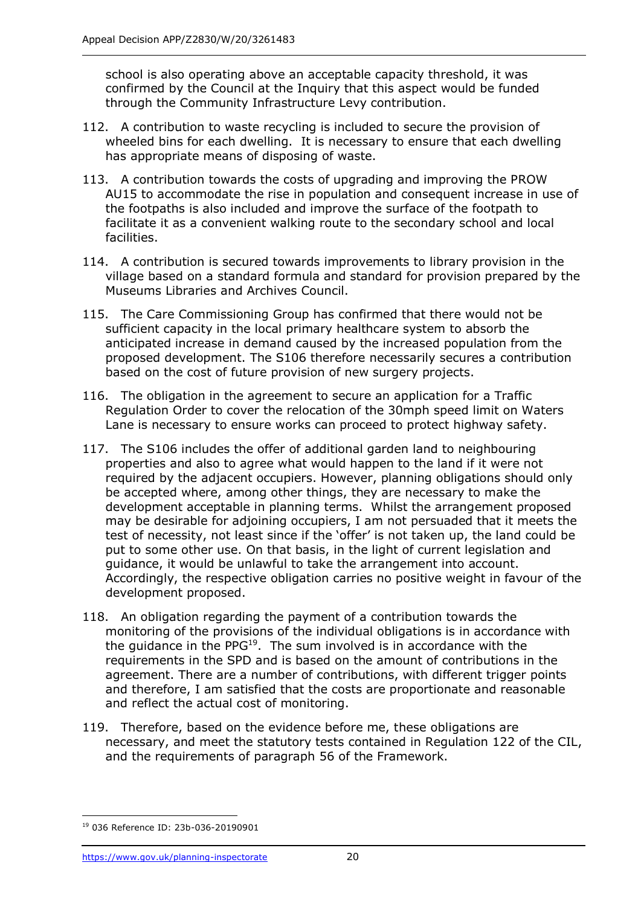school is also operating above an acceptable capacity threshold, it was confirmed by the Council at the Inquiry that this aspect would be funded through the Community Infrastructure Levy contribution.

112. A contribution to waste recycling is included to secure the provision of wheeled bins for each dwelling. It is necessary to ensure that each dwelling has appropriate means of disposing of waste.

113. A contribution towards the costs of upgrading and improving the PROW AU15 to accommodate the rise in population and consequent increase in use of the footpaths is also included and improve the surface of the footpath to facilitate it as a convenient walking route to the secondary school and local facilities.

114. A contribution is secured towards improvements to library provision in the village based on a standard formula and standard for provision prepared by the Museums Libraries and Archives Council.

115. The Care Commissioning Group has confirmed that there would not be sufficient capacity in the local primary healthcare system to absorb the anticipated increase in demand caused by the increased population from the proposed development. The S106 therefore necessarily secures a contribution based on the cost of future provision of new surgery projects.

116. The obligation in the agreement to secure an application for a Traffic Regulation Order to cover the relocation of the 30mph speed limit on Waters Lane is necessary to ensure works can proceed to protect highway safety.

117. The S106 includes the offer of additional garden land to neighbouring properties and also to agree what would happen to the land if it were not required by the adjacent occupiers. However, planning obligations should only be accepted where, among other things, they are necessary to make the development acceptable in planning terms. Whilst the arrangement proposed may be desirable for adjoining occupiers, I am not persuaded that it meets the test of necessity, not least since if the 'offer' is not taken up, the land could be put to some other use. On that basis, in the light of current legislation and guidance, it would be unlawful to take the arrangement into account. Accordingly, the respective obligation carries no positive weight in favour of the development proposed.

118. An obligation regarding the payment of a contribution towards the monitoring of the provisions of the individual obligations is in accordance with the guidance in the PPG[19]. The sum involved is in accordance with the requirements in the SPD and is based on the amount of contributions in the agreement. There are a number of contributions, with different trigger points and therefore, I am satisfied that the costs are proportionate and reasonable and reflect the actual cost of monitoring.

119. Therefore, based on the evidence before me, these obligations are necessary, and meet the statutory tests contained in Regulation 122 of the CIL, and the requirements of paragraph 56 of the Framework.

[19] 036 Reference ID: 23b-036-20190901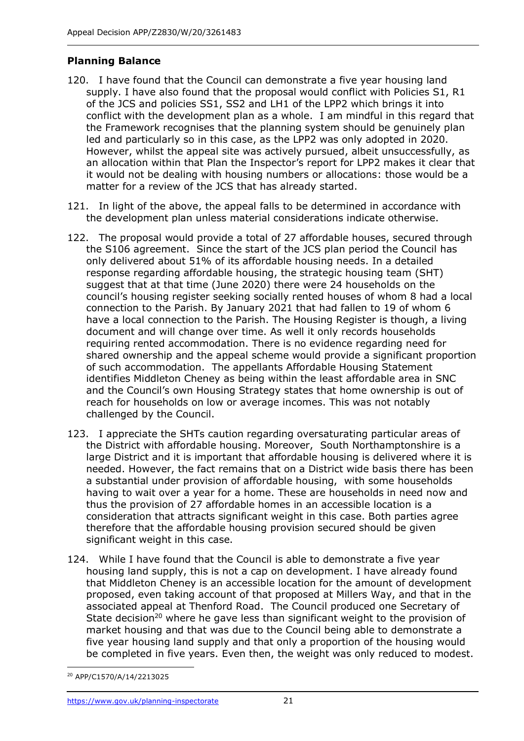**Planning Balance**

120. I have found that the Council can demonstrate a five year housing land supply. I have also found that the proposal would conflict with Policies S1, R1 of the JCS and policies SS1, SS2 and LH1 of the LPP2 which brings it into conflict with the development plan as a whole. I am mindful in this regard that the Framework recognises that the planning system should be genuinely plan led and particularly so in this case, as the LPP2 was only adopted in 2020. However, whilst the appeal site was actively pursued, albeit unsuccessfully, as an allocation within that Plan the Inspector's report for LPP2 makes it clear that it would not be dealing with housing numbers or allocations: those would be a matter for a review of the JCS that has already started.

121. In light of the above, the appeal falls to be determined in accordance with the development plan unless material considerations indicate otherwise.

122. The proposal would provide a total of 27 affordable houses, secured through the S106 agreement. Since the start of the JCS plan period the Council has only delivered about 51% of its affordable housing needs. In a detailed response regarding affordable housing, the strategic housing team (SHT) suggest that at that time (June 2020) there were 24 households on the council's housing register seeking socially rented houses of whom 8 had a local connection to the Parish. By January 2021 that had fallen to 19 of whom 6 have a local connection to the Parish. The Housing Register is though, a living document and will change over time. As well it only records households requiring rented accommodation. There is no evidence regarding need for shared ownership and the appeal scheme would provide a significant proportion of such accommodation. The appellants Affordable Housing Statement identifies Middleton Cheney as being within the least affordable area in SNC and the Council's own Housing Strategy states that home ownership is out of reach for households on low or average incomes. This was not notably challenged by the Council.

123. I appreciate the SHTs caution regarding oversaturating particular areas of the District with affordable housing. Moreover, South Northamptonshire is a large District and it is important that affordable housing is delivered where it is needed. However, the fact remains that on a District wide basis there has been a substantial under provision of affordable housing, with some households having to wait over a year for a home. These are households in need now and thus the provision of 27 affordable homes in an accessible location is a consideration that attracts significant weight in this case. Both parties agree therefore that the affordable housing provision secured should be given significant weight in this case.

124. While I have found that the Council is able to demonstrate a five year housing land supply, this is not a cap on development. I have already found that Middleton Cheney is an accessible location for the amount of development proposed, even taking account of that proposed at Millers Way, and that in the associated appeal at Thenford Road. The Council produced one Secretary of State decision[20] where he gave less than significant weight to the provision of market housing and that was due to the Council being able to demonstrate a five year housing land supply and that only a proportion of the housing would be completed in five years. Even then, the weight was only reduced to modest.

[20] APP/C1570/A/14/2213025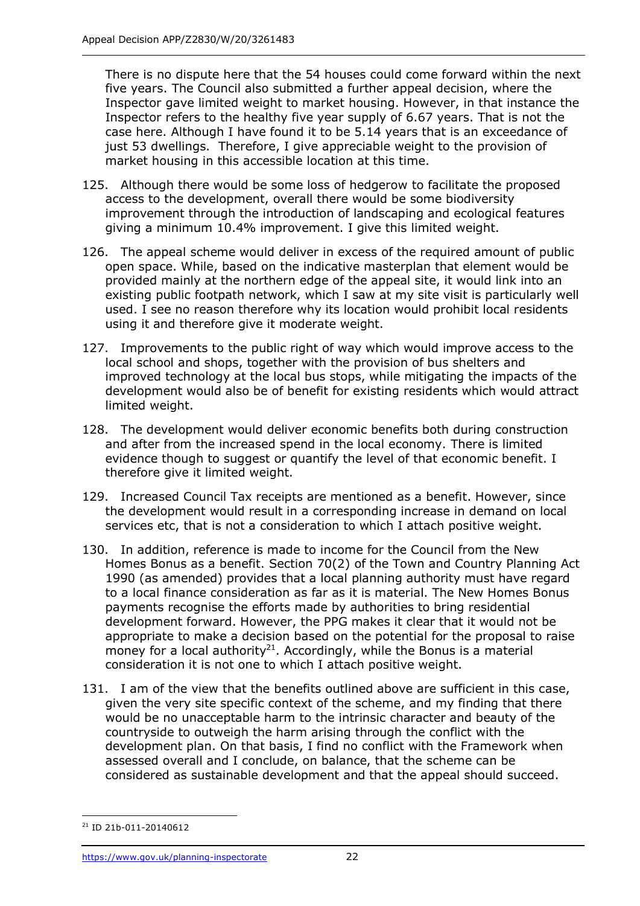There is no dispute here that the 54 houses could come forward within the next five years. The Council also submitted a further appeal decision, where the Inspector gave limited weight to market housing. However, in that instance the Inspector refers to the healthy five year supply of 6.67 years. That is not the case here. Although I have found it to be 5.14 years that is an exceedance of just 53 dwellings. Therefore, I give appreciable weight to the provision of market housing in this accessible location at this time.

125. Although there would be some loss of hedgerow to facilitate the proposed access to the development, overall there would be some biodiversity improvement through the introduction of landscaping and ecological features giving a minimum 10.4% improvement. I give this limited weight.

126. The appeal scheme would deliver in excess of the required amount of public open space. While, based on the indicative masterplan that element would be provided mainly at the northern edge of the appeal site, it would link into an existing public footpath network, which I saw at my site visit is particularly well used. I see no reason therefore why its location would prohibit local residents using it and therefore give it moderate weight.

127. Improvements to the public right of way which would improve access to the local school and shops, together with the provision of bus shelters and improved technology at the local bus stops, while mitigating the impacts of the development would also be of benefit for existing residents which would attract limited weight.

128. The development would deliver economic benefits both during construction and after from the increased spend in the local economy. There is limited evidence though to suggest or quantify the level of that economic benefit. I therefore give it limited weight.

129. Increased Council Tax receipts are mentioned as a benefit. However, since the development would result in a corresponding increase in demand on local services etc, that is not a consideration to which I attach positive weight.

130. In addition, reference is made to income for the Council from the New Homes Bonus as a benefit. Section 70(2) of the Town and Country Planning Act 1990 (as amended) provides that a local planning authority must have regard to a local finance consideration as far as it is material. The New Homes Bonus payments recognise the efforts made by authorities to bring residential development forward. However, the PPG makes it clear that it would not be appropriate to make a decision based on the potential for the proposal to raise money for a local authority[21]. Accordingly, while the Bonus is a material consideration it is not one to which I attach positive weight.

131. I am of the view that the benefits outlined above are sufficient in this case, given the very site specific context of the scheme, and my finding that there would be no unacceptable harm to the intrinsic character and beauty of the countryside to outweigh the harm arising through the conflict with the development plan. On that basis, I find no conflict with the Framework when assessed overall and I conclude, on balance, that the scheme can be considered as sustainable development and that the appeal should succeed.

[21] ID 21b-011-20140612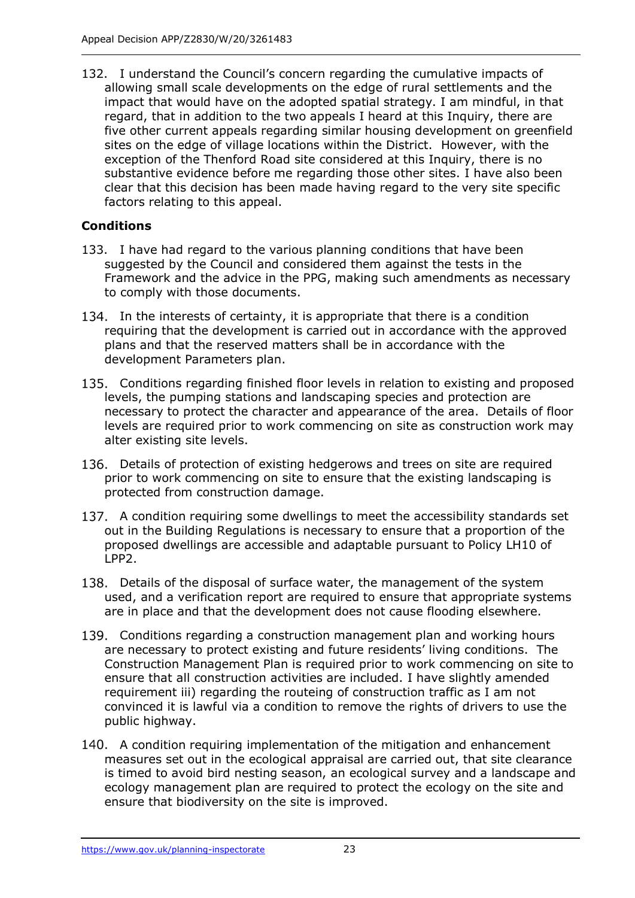132. I understand the Council's concern regarding the cumulative impacts of allowing small scale developments on the edge of rural settlements and the impact that would have on the adopted spatial strategy. I am mindful, in that regard, that in addition to the two appeals I heard at this Inquiry, there are five other current appeals regarding similar housing development on greenfield sites on the edge of village locations within the District. However, with the exception of the Thenford Road site considered at this Inquiry, there is no substantive evidence before me regarding those other sites. I have also been clear that this decision has been made having regard to the very site specific factors relating to this appeal.

**Conditions**

133. I have had regard to the various planning conditions that have been suggested by the Council and considered them against the tests in the Framework and the advice in the PPG, making such amendments as necessary to comply with those documents.

134. In the interests of certainty, it is appropriate that there is a condition requiring that the development is carried out in accordance with the approved plans and that the reserved matters shall be in accordance with the development Parameters plan.

135. Conditions regarding finished floor levels in relation to existing and proposed levels, the pumping stations and landscaping species and protection are necessary to protect the character and appearance of the area. Details of floor levels are required prior to work commencing on site as construction work may alter existing site levels.

136. Details of protection of existing hedgerows and trees on site are required prior to work commencing on site to ensure that the existing landscaping is protected from construction damage.

137. A condition requiring some dwellings to meet the accessibility standards set out in the Building Regulations is necessary to ensure that a proportion of the proposed dwellings are accessible and adaptable pursuant to Policy LH10 of LPP2.

138. Details of the disposal of surface water, the management of the system used, and a verification report are required to ensure that appropriate systems are in place and that the development does not cause flooding elsewhere.

139. Conditions regarding a construction management plan and working hours are necessary to protect existing and future residents' living conditions. The Construction Management Plan is required prior to work commencing on site to ensure that all construction activities are included. I have slightly amended requirement iii) regarding the routeing of construction traffic as I am not convinced it is lawful via a condition to remove the rights of drivers to use the public highway.

140. A condition requiring implementation of the mitigation and enhancement measures set out in the ecological appraisal are carried out, that site clearance is timed to avoid bird nesting season, an ecological survey and a landscape and ecology management plan are required to protect the ecology on the site and ensure that biodiversity on the site is improved.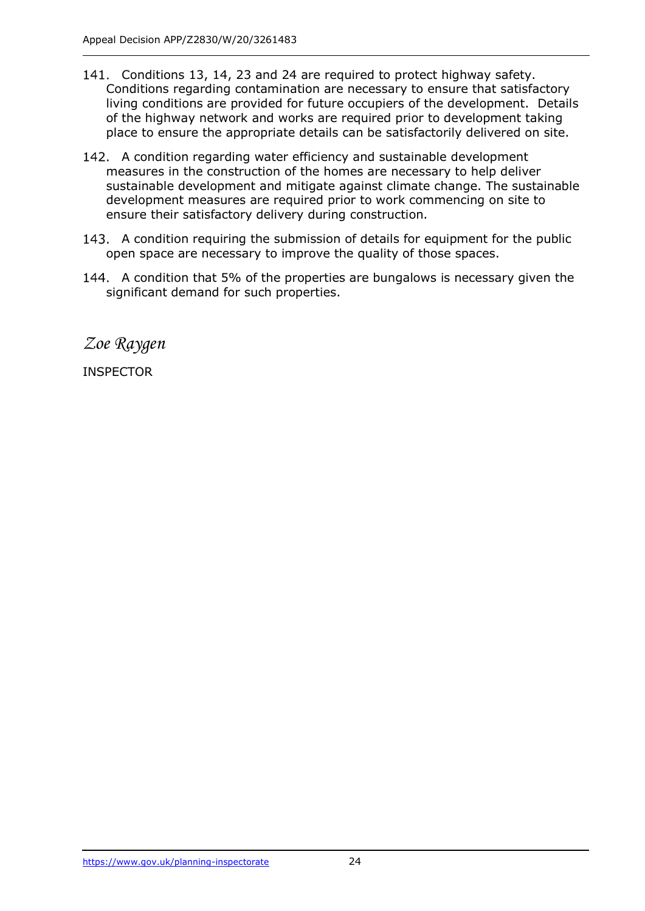141. Conditions 13, 14, 23 and 24 are required to protect highway safety. Conditions regarding contamination are necessary to ensure that satisfactory living conditions are provided for future occupiers of the development. Details of the highway network and works are required prior to development taking place to ensure the appropriate details can be satisfactorily delivered on site.

142. A condition regarding water efficiency and sustainable development measures in the construction of the homes are necessary to help deliver sustainable development and mitigate against climate change. The sustainable development measures are required prior to work commencing on site to ensure their satisfactory delivery during construction.

143. A condition requiring the submission of details for equipment for the public open space are necessary to improve the quality of those spaces.

144. A condition that 5% of the properties are bungalows is necessary given the significant demand for such properties.

*Zoe Raygen*

INSPECTOR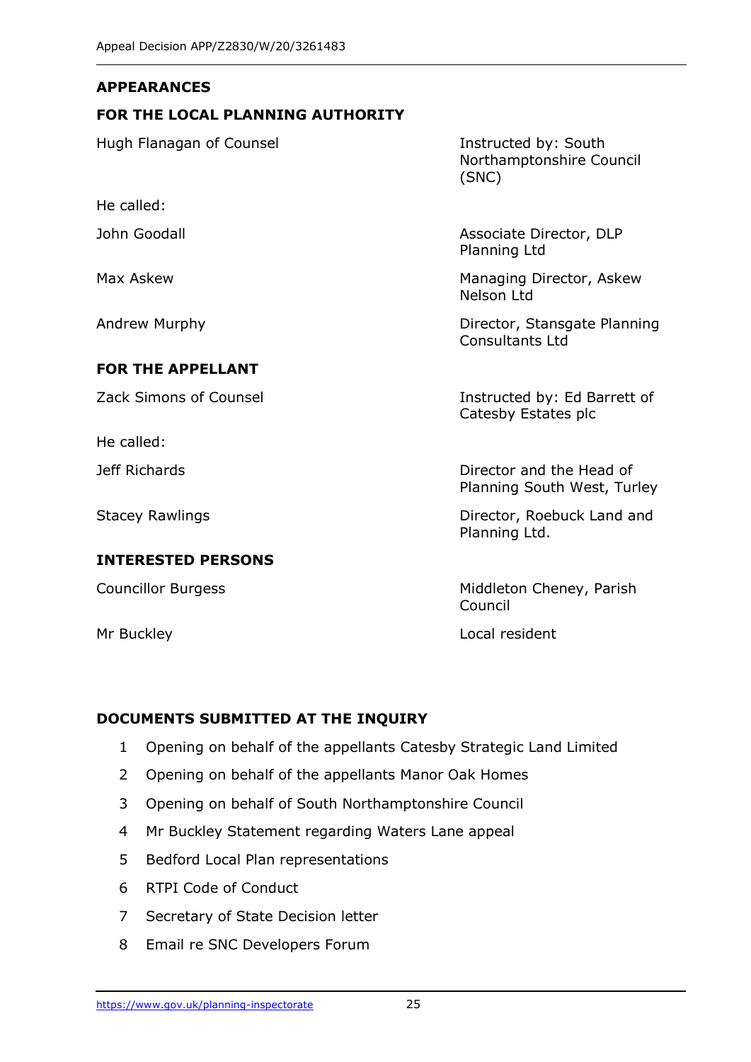## APPEARANCES

### FOR THE LOCAL PLANNING AUTHORITY

| | |
|---|---|
| Hugh Flanagan of Counsel | Instructed by: South Northamptonshire Council (SNC) |
| He called: | |
| John Goodall | Associate Director, DLP Planning Ltd |
| Max Askew | Managing Director, Askew Nelson Ltd |
| Andrew Murphy | Director, Stansgate Planning Consultants Ltd |

### FOR THE APPELLANT

| | |
|---|---|
| Zack Simons of Counsel | Instructed by: Ed Barrett of Catesby Estates plc |
| He called: | |
| Jeff Richards | Director and the Head of Planning South West, Turley |
| Stacey Rawlings | Director, Roebuck Land and Planning Ltd. |

### INTERESTED PERSONS

| | |
|---|---|
| Councillor Burgess | Middleton Cheney, Parish Council |
| Mr Buckley | Local resident |

## DOCUMENTS SUBMITTED AT THE INQUIRY

1. Opening on behalf of the appellants Catesby Strategic Land Limited
2. Opening on behalf of the appellants Manor Oak Homes
3. Opening on behalf of South Northamptonshire Council
4. Mr Buckley Statement regarding Waters Lane appeal
5. Bedford Local Plan representations
6. RTPI Code of Conduct
7. Secretary of State Decision letter
8. Email re SNC Developers Forum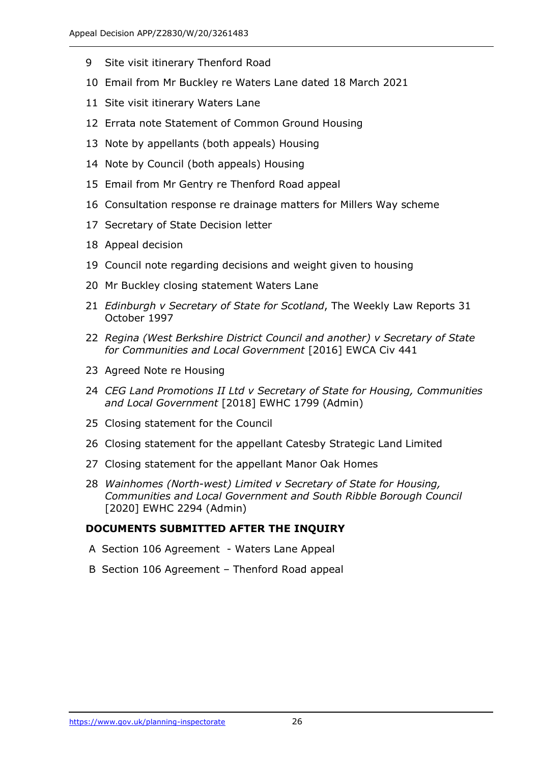9 Site visit itinerary Thenford Road

10 Email from Mr Buckley re Waters Lane dated 18 March 2021

11 Site visit itinerary Waters Lane

12 Errata note Statement of Common Ground Housing

13 Note by appellants (both appeals) Housing

14 Note by Council (both appeals) Housing

15 Email from Mr Gentry re Thenford Road appeal

16 Consultation response re drainage matters for Millers Way scheme

17 Secretary of State Decision letter

18 Appeal decision

19 Council note regarding decisions and weight given to housing

20 Mr Buckley closing statement Waters Lane

21 *Edinburgh v Secretary of State for Scotland*, The Weekly Law Reports 31 October 1997

22 *Regina (West Berkshire District Council and another) v Secretary of State for Communities and Local Government* [2016] EWCA Civ 441

23 Agreed Note re Housing

24 *CEG Land Promotions II Ltd v Secretary of State for Housing, Communities and Local Government* [2018] EWHC 1799 (Admin)

25 Closing statement for the Council

26 Closing statement for the appellant Catesby Strategic Land Limited

27 Closing statement for the appellant Manor Oak Homes

28 *Wainhomes (North-west) Limited v Secretary of State for Housing, Communities and Local Government and South Ribble Borough Council* [2020] EWHC 2294 (Admin)

**DOCUMENTS SUBMITTED AFTER THE INQUIRY**

A Section 106 Agreement - Waters Lane Appeal

B Section 106 Agreement – Thenford Road appeal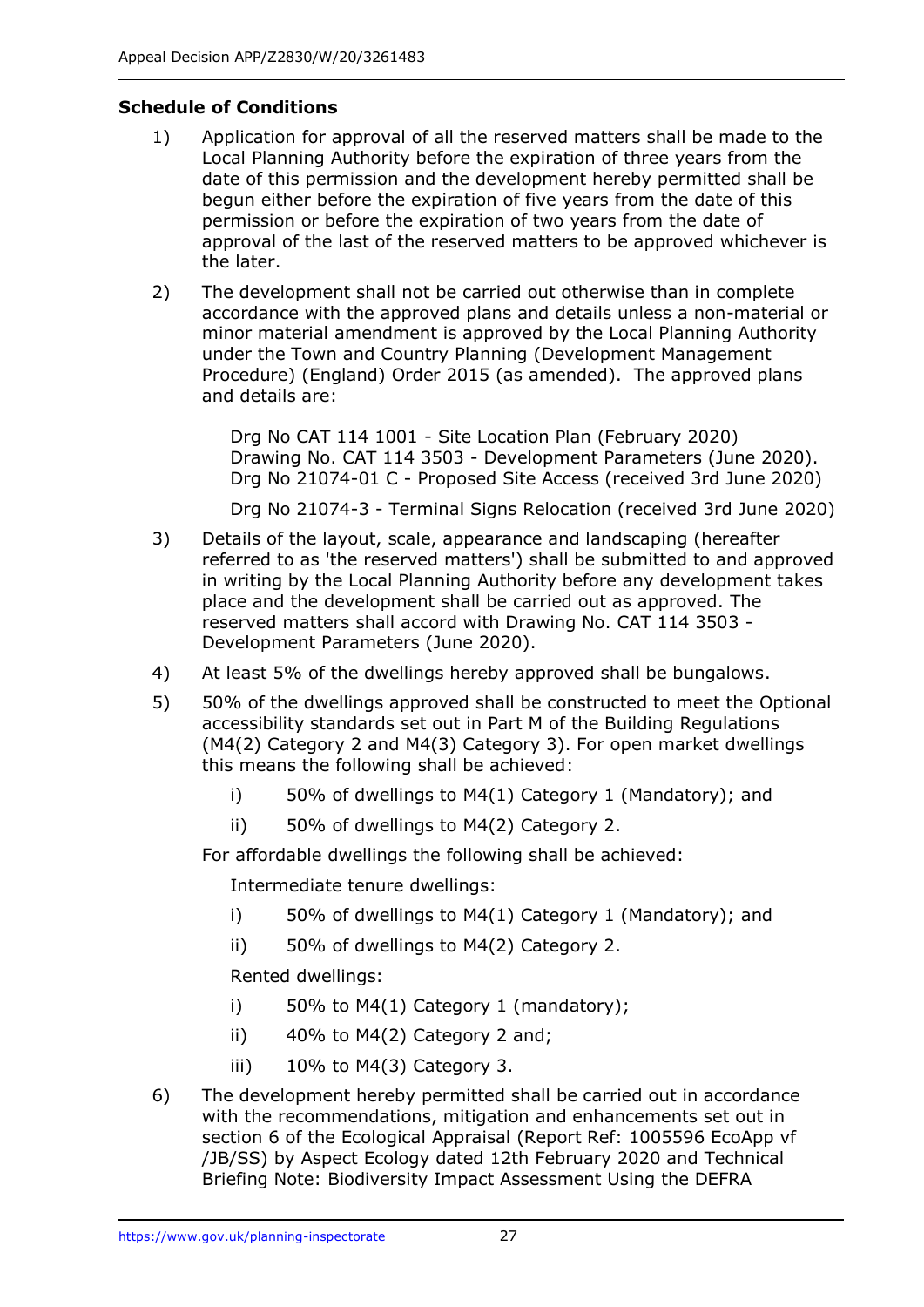**Schedule of Conditions**

1) Application for approval of all the reserved matters shall be made to the Local Planning Authority before the expiration of three years from the date of this permission and the development hereby permitted shall be begun either before the expiration of five years from the date of this permission or before the expiration of two years from the date of approval of the last of the reserved matters to be approved whichever is the later.

2) The development shall not be carried out otherwise than in complete accordance with the approved plans and details unless a non-material or minor material amendment is approved by the Local Planning Authority under the Town and Country Planning (Development Management Procedure) (England) Order 2015 (as amended). The approved plans and details are:

   Drg No CAT 114 1001 - Site Location Plan (February 2020)
   Drawing No. CAT 114 3503 - Development Parameters (June 2020).
   Drg No 21074-01 C - Proposed Site Access (received 3rd June 2020)

   Drg No 21074-3 - Terminal Signs Relocation (received 3rd June 2020)

3) Details of the layout, scale, appearance and landscaping (hereafter referred to as 'the reserved matters') shall be submitted to and approved in writing by the Local Planning Authority before any development takes place and the development shall be carried out as approved. The reserved matters shall accord with Drawing No. CAT 114 3503 - Development Parameters (June 2020).

4) At least 5% of the dwellings hereby approved shall be bungalows.

5) 50% of the dwellings approved shall be constructed to meet the Optional accessibility standards set out in Part M of the Building Regulations (M4(2) Category 2 and M4(3) Category 3). For open market dwellings this means the following shall be achieved:

   i) 50% of dwellings to M4(1) Category 1 (Mandatory); and

   ii) 50% of dwellings to M4(2) Category 2.

   For affordable dwellings the following shall be achieved:

   Intermediate tenure dwellings:

   i) 50% of dwellings to M4(1) Category 1 (Mandatory); and

   ii) 50% of dwellings to M4(2) Category 2.

   Rented dwellings:

   i) 50% to M4(1) Category 1 (mandatory);

   ii) 40% to M4(2) Category 2 and;

   iii) 10% to M4(3) Category 3.

6) The development hereby permitted shall be carried out in accordance with the recommendations, mitigation and enhancements set out in section 6 of the Ecological Appraisal (Report Ref: 1005596 EcoApp vf /JB/SS) by Aspect Ecology dated 12th February 2020 and Technical Briefing Note: Biodiversity Impact Assessment Using the DEFRA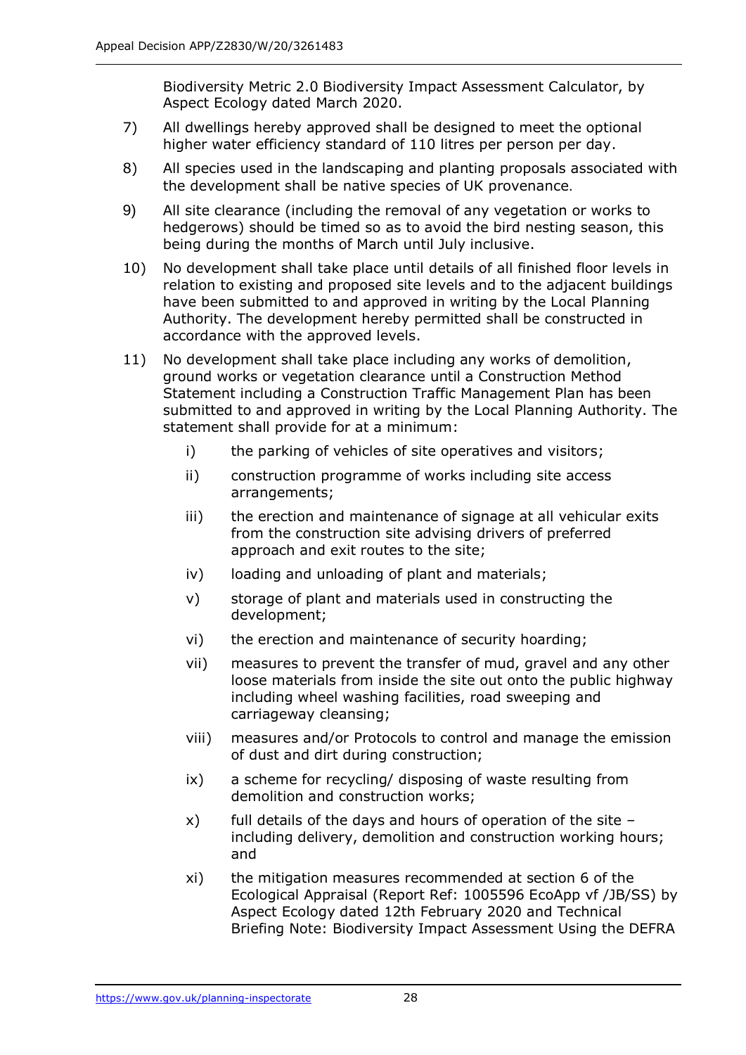Biodiversity Metric 2.0 Biodiversity Impact Assessment Calculator, by Aspect Ecology dated March 2020.

7) All dwellings hereby approved shall be designed to meet the optional higher water efficiency standard of 110 litres per person per day.

8) All species used in the landscaping and planting proposals associated with the development shall be native species of UK provenance.

9) All site clearance (including the removal of any vegetation or works to hedgerows) should be timed so as to avoid the bird nesting season, this being during the months of March until July inclusive.

10) No development shall take place until details of all finished floor levels in relation to existing and proposed site levels and to the adjacent buildings have been submitted to and approved in writing by the Local Planning Authority. The development hereby permitted shall be constructed in accordance with the approved levels.

11) No development shall take place including any works of demolition, ground works or vegetation clearance until a Construction Method Statement including a Construction Traffic Management Plan has been submitted to and approved in writing by the Local Planning Authority. The statement shall provide for at a minimum:

    i) the parking of vehicles of site operatives and visitors;

    ii) construction programme of works including site access arrangements;

    iii) the erection and maintenance of signage at all vehicular exits from the construction site advising drivers of preferred approach and exit routes to the site;

    iv) loading and unloading of plant and materials;

    v) storage of plant and materials used in constructing the development;

    vi) the erection and maintenance of security hoarding;

    vii) measures to prevent the transfer of mud, gravel and any other loose materials from inside the site out onto the public highway including wheel washing facilities, road sweeping and carriageway cleansing;

    viii) measures and/or Protocols to control and manage the emission of dust and dirt during construction;

    ix) a scheme for recycling/ disposing of waste resulting from demolition and construction works;

    x) full details of the days and hours of operation of the site – including delivery, demolition and construction working hours; and

    xi) the mitigation measures recommended at section 6 of the Ecological Appraisal (Report Ref: 1005596 EcoApp vf /JB/SS) by Aspect Ecology dated 12th February 2020 and Technical Briefing Note: Biodiversity Impact Assessment Using the DEFRA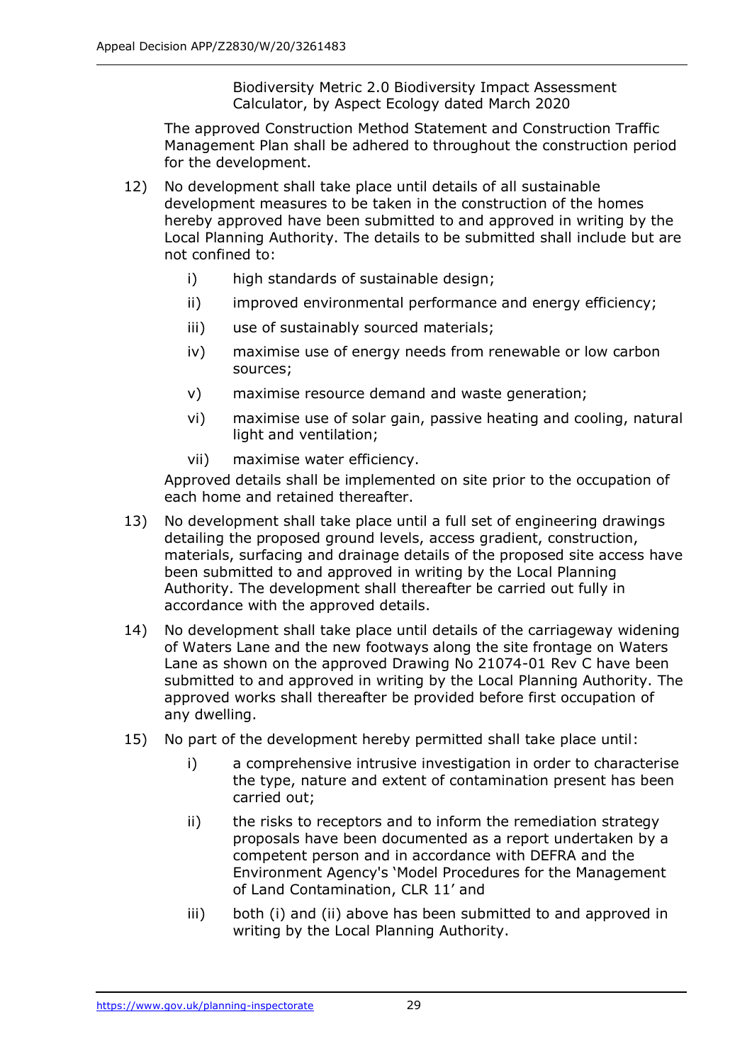Biodiversity Metric 2.0 Biodiversity Impact Assessment Calculator, by Aspect Ecology dated March 2020

The approved Construction Method Statement and Construction Traffic Management Plan shall be adhered to throughout the construction period for the development.

12) No development shall take place until details of all sustainable development measures to be taken in the construction of the homes hereby approved have been submitted to and approved in writing by the Local Planning Authority. The details to be submitted shall include but are not confined to:

    i) high standards of sustainable design;

    ii) improved environmental performance and energy efficiency;

    iii) use of sustainably sourced materials;

    iv) maximise use of energy needs from renewable or low carbon sources;

    v) maximise resource demand and waste generation;

    vi) maximise use of solar gain, passive heating and cooling, natural light and ventilation;

    vii) maximise water efficiency.

    Approved details shall be implemented on site prior to the occupation of each home and retained thereafter.

13) No development shall take place until a full set of engineering drawings detailing the proposed ground levels, access gradient, construction, materials, surfacing and drainage details of the proposed site access have been submitted to and approved in writing by the Local Planning Authority. The development shall thereafter be carried out fully in accordance with the approved details.

14) No development shall take place until details of the carriageway widening of Waters Lane and the new footways along the site frontage on Waters Lane as shown on the approved Drawing No 21074-01 Rev C have been submitted to and approved in writing by the Local Planning Authority. The approved works shall thereafter be provided before first occupation of any dwelling.

15) No part of the development hereby permitted shall take place until:

    i) a comprehensive intrusive investigation in order to characterise the type, nature and extent of contamination present has been carried out;

    ii) the risks to receptors and to inform the remediation strategy proposals have been documented as a report undertaken by a competent person and in accordance with DEFRA and the Environment Agency's 'Model Procedures for the Management of Land Contamination, CLR 11' and

    iii) both (i) and (ii) above has been submitted to and approved in writing by the Local Planning Authority.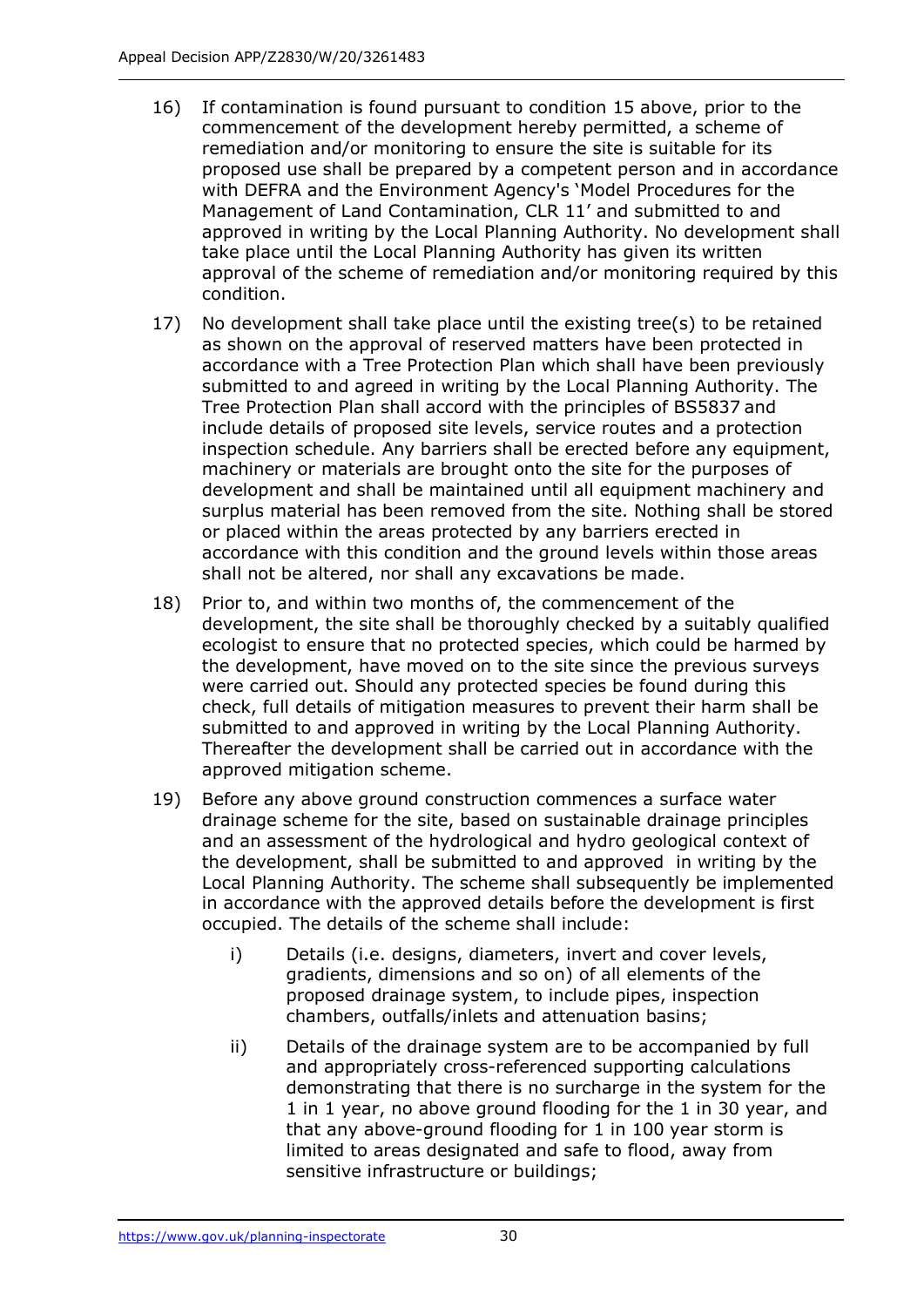16) If contamination is found pursuant to condition 15 above, prior to the commencement of the development hereby permitted, a scheme of remediation and/or monitoring to ensure the site is suitable for its proposed use shall be prepared by a competent person and in accordance with DEFRA and the Environment Agency's 'Model Procedures for the Management of Land Contamination, CLR 11' and submitted to and approved in writing by the Local Planning Authority. No development shall take place until the Local Planning Authority has given its written approval of the scheme of remediation and/or monitoring required by this condition.

17) No development shall take place until the existing tree(s) to be retained as shown on the approval of reserved matters have been protected in accordance with a Tree Protection Plan which shall have been previously submitted to and agreed in writing by the Local Planning Authority. The Tree Protection Plan shall accord with the principles of BS5837 and include details of proposed site levels, service routes and a protection inspection schedule. Any barriers shall be erected before any equipment, machinery or materials are brought onto the site for the purposes of development and shall be maintained until all equipment machinery and surplus material has been removed from the site. Nothing shall be stored or placed within the areas protected by any barriers erected in accordance with this condition and the ground levels within those areas shall not be altered, nor shall any excavations be made.

18) Prior to, and within two months of, the commencement of the development, the site shall be thoroughly checked by a suitably qualified ecologist to ensure that no protected species, which could be harmed by the development, have moved on to the site since the previous surveys were carried out. Should any protected species be found during this check, full details of mitigation measures to prevent their harm shall be submitted to and approved in writing by the Local Planning Authority. Thereafter the development shall be carried out in accordance with the approved mitigation scheme.

19) Before any above ground construction commences a surface water drainage scheme for the site, based on sustainable drainage principles and an assessment of the hydrological and hydro geological context of the development, shall be submitted to and approved in writing by the Local Planning Authority. The scheme shall subsequently be implemented in accordance with the approved details before the development is first occupied. The details of the scheme shall include:

    i) Details (i.e. designs, diameters, invert and cover levels, gradients, dimensions and so on) of all elements of the proposed drainage system, to include pipes, inspection chambers, outfalls/inlets and attenuation basins;

    ii) Details of the drainage system are to be accompanied by full and appropriately cross-referenced supporting calculations demonstrating that there is no surcharge in the system for the 1 in 1 year, no above ground flooding for the 1 in 30 year, and that any above-ground flooding for 1 in 100 year storm is limited to areas designated and safe to flood, away from sensitive infrastructure or buildings;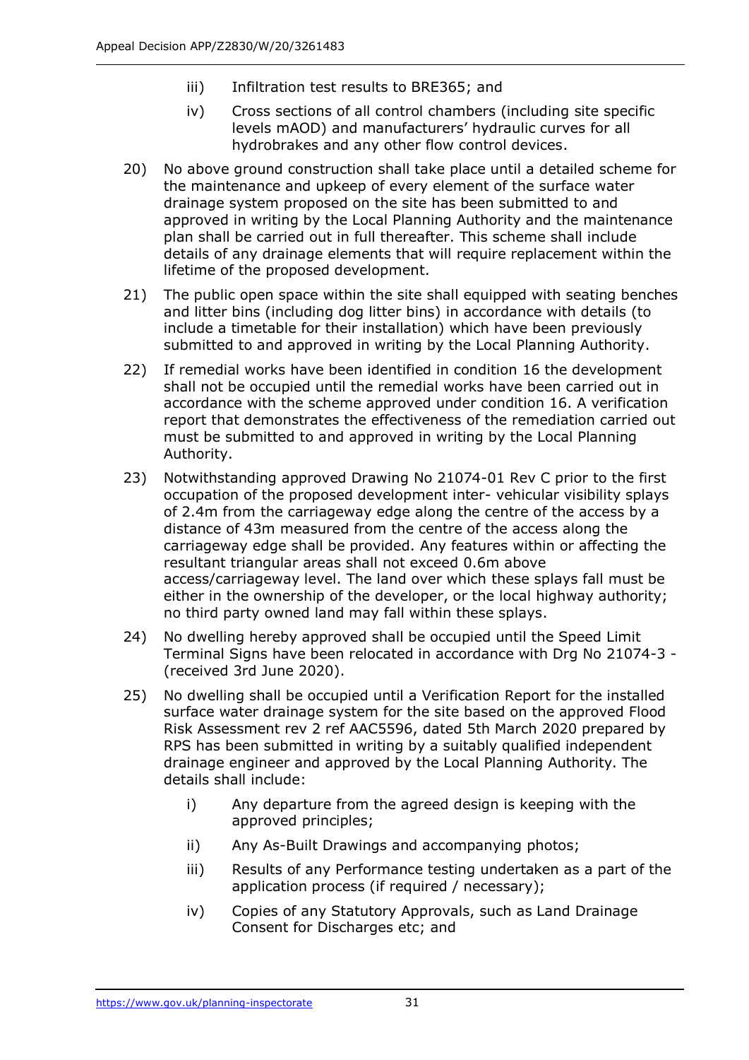iii) Infiltration test results to BRE365; and

   iv) Cross sections of all control chambers (including site specific levels mAOD) and manufacturers' hydraulic curves for all hydrobrakes and any other flow control devices.

20) No above ground construction shall take place until a detailed scheme for the maintenance and upkeep of every element of the surface water drainage system proposed on the site has been submitted to and approved in writing by the Local Planning Authority and the maintenance plan shall be carried out in full thereafter. This scheme shall include details of any drainage elements that will require replacement within the lifetime of the proposed development.

21) The public open space within the site shall equipped with seating benches and litter bins (including dog litter bins) in accordance with details (to include a timetable for their installation) which have been previously submitted to and approved in writing by the Local Planning Authority.

22) If remedial works have been identified in condition 16 the development shall not be occupied until the remedial works have been carried out in accordance with the scheme approved under condition 16. A verification report that demonstrates the effectiveness of the remediation carried out must be submitted to and approved in writing by the Local Planning Authority.

23) Notwithstanding approved Drawing No 21074-01 Rev C prior to the first occupation of the proposed development inter- vehicular visibility splays of 2.4m from the carriageway edge along the centre of the access by a distance of 43m measured from the centre of the access along the carriageway edge shall be provided. Any features within or affecting the resultant triangular areas shall not exceed 0.6m above access/carriageway level. The land over which these splays fall must be either in the ownership of the developer, or the local highway authority; no third party owned land may fall within these splays.

24) No dwelling hereby approved shall be occupied until the Speed Limit Terminal Signs have been relocated in accordance with Drg No 21074-3 - (received 3rd June 2020).

25) No dwelling shall be occupied until a Verification Report for the installed surface water drainage system for the site based on the approved Flood Risk Assessment rev 2 ref AAC5596, dated 5th March 2020 prepared by RPS has been submitted in writing by a suitably qualified independent drainage engineer and approved by the Local Planning Authority. The details shall include:

   i) Any departure from the agreed design is keeping with the approved principles;

   ii) Any As-Built Drawings and accompanying photos;

   iii) Results of any Performance testing undertaken as a part of the application process (if required / necessary);

   iv) Copies of any Statutory Approvals, such as Land Drainage Consent for Discharges etc; and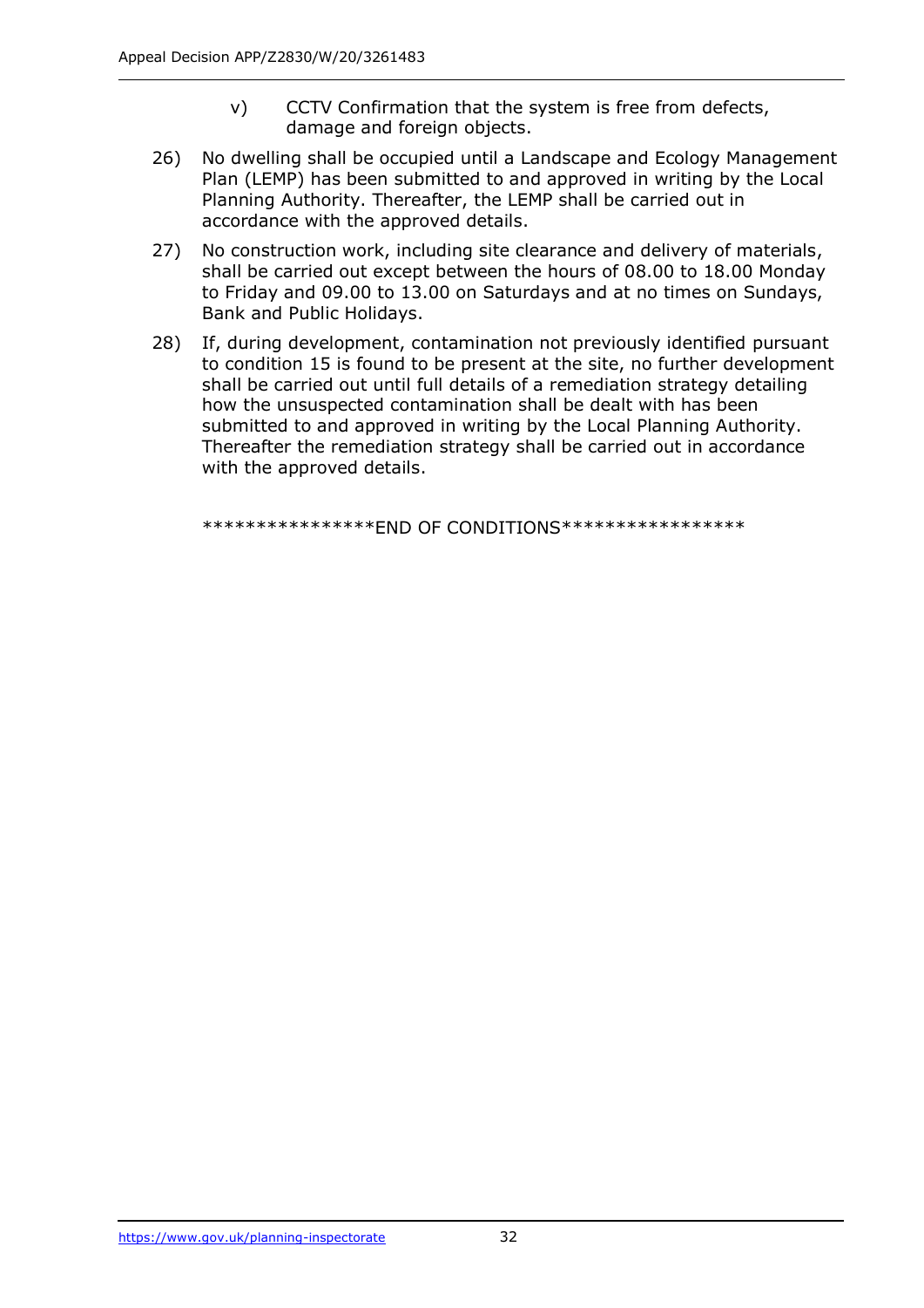v) CCTV Confirmation that the system is free from defects, damage and foreign objects.

26) No dwelling shall be occupied until a Landscape and Ecology Management Plan (LEMP) has been submitted to and approved in writing by the Local Planning Authority. Thereafter, the LEMP shall be carried out in accordance with the approved details.

27) No construction work, including site clearance and delivery of materials, shall be carried out except between the hours of 08.00 to 18.00 Monday to Friday and 09.00 to 13.00 on Saturdays and at no times on Sundays, Bank and Public Holidays.

28) If, during development, contamination not previously identified pursuant to condition 15 is found to be present at the site, no further development shall be carried out until full details of a remediation strategy detailing how the unsuspected contamination shall be dealt with has been submitted to and approved in writing by the Local Planning Authority. Thereafter the remediation strategy shall be carried out in accordance with the approved details.

****************END OF CONDITIONS*****************